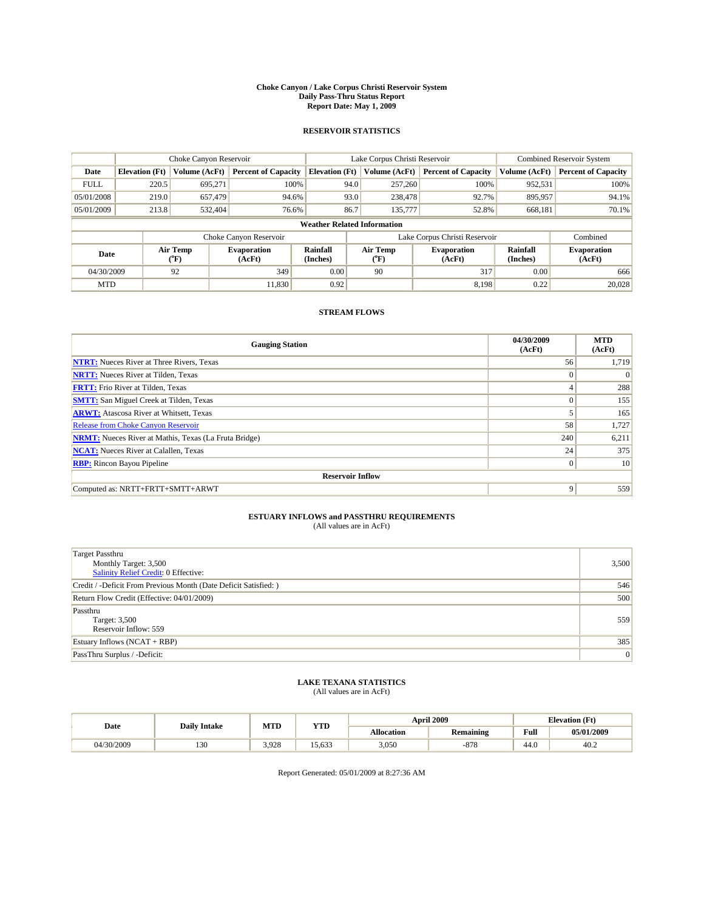# Choke Canyon / Lake Corpus Christi Reservoir System
## Daily Pass-Thru Status Report
### Report Date: May 1, 2009

## RESERVOIR STATISTICS

| | Choke Canyon Reservoir | | | Lake Corpus Christi Reservoir | | | Combined Reservoir System | |
|---|---|---|---|---|---|---|---|---|
| Date | Elevation (Ft) | Volume (AcFt) | Percent of Capacity | Elevation (Ft) | Volume (AcFt) | Percent of Capacity | Volume (AcFt) | Percent of Capacity |
| FULL | 220.5 | 695,271 | 100% | 94.0 | 257,260 | 100% | 952,531 | 100% |
| 05/01/2008 | 219.0 | 657,479 | 94.6% | 93.0 | 238,478 | 92.7% | 895,957 | 94.1% |
| 05/01/2009 | 213.8 | 532,404 | 76.6% | 86.7 | 135,777 | 52.8% | 668,181 | 70.1% |

**Weather Related Information**

| | Choke Canyon Reservoir | | | Lake Corpus Christi Reservoir | | | Combined |
|---|---|---|---|---|---|---|---|
| Date | Air Temp (°F) | Evaporation (AcFt) | Rainfall (Inches) | Air Temp (°F) | Evaporation (AcFt) | Rainfall (Inches) | Evaporation (AcFt) |
| 04/30/2009 | 92 | 349 | 0.00 | 90 | 317 | 0.00 | 666 |
| MTD | | 11,830 | 0.92 | | 8,198 | 0.22 | 20,028 |

## STREAM FLOWS

| Gauging Station | 04/30/2009 (AcFt) | MTD (AcFt) |
|---|---|---|
| NTRT: Nueces River at Three Rivers, Texas | 56 | 1,719 |
| NRTT: Nueces River at Tilden, Texas | 0 | 0 |
| FRTT: Frio River at Tilden, Texas | 4 | 288 |
| SMTT: San Miguel Creek at Tilden, Texas | 0 | 155 |
| ARWT: Atascosa River at Whitsett, Texas | 5 | 165 |
| Release from Choke Canyon Reservoir | 58 | 1,727 |
| NRMT: Nueces River at Mathis, Texas (La Fruta Bridge) | 240 | 6,211 |
| NCAT: Nueces River at Calallen, Texas | 24 | 375 |
| RBP: Rincon Bayou Pipeline | 0 | 10 |
| **Reservoir Inflow** | | |
| Computed as: NRTT+FRTT+SMTT+ARWT | 9 | 559 |

## ESTUARY INFLOWS and PASSTHRU REQUIREMENTS
(All values are in AcFt)

| | |
|---|---|
| Target Passthru<br>Monthly Target: 3,500<br>Salinity Relief Credit: 0 Effective: | 3,500 |
| Credit / -Deficit From Previous Month (Date Deficit Satisfied: ) | 546 |
| Return Flow Credit (Effective: 04/01/2009) | 500 |
| Passthru<br>Target: 3,500<br>Reservoir Inflow: 559 | 559 |
| Estuary Inflows (NCAT + RBP) | 385 |
| PassThru Surplus / -Deficit: | 0 |

## LAKE TEXANA STATISTICS
(All values are in AcFt)

| Date | Daily Intake | MTD | YTD | April 2009 | | Elevation (Ft) | |
|---|---|---|---|---|---|---|---|
| | | | | Allocation | Remaining | Full | 05/01/2009 |
| 04/30/2009 | 130 | 3,928 | 15,633 | 3,050 | -878 | 44.0 | 40.2 |

Report Generated: 05/01/2009 at 8:27:36 AM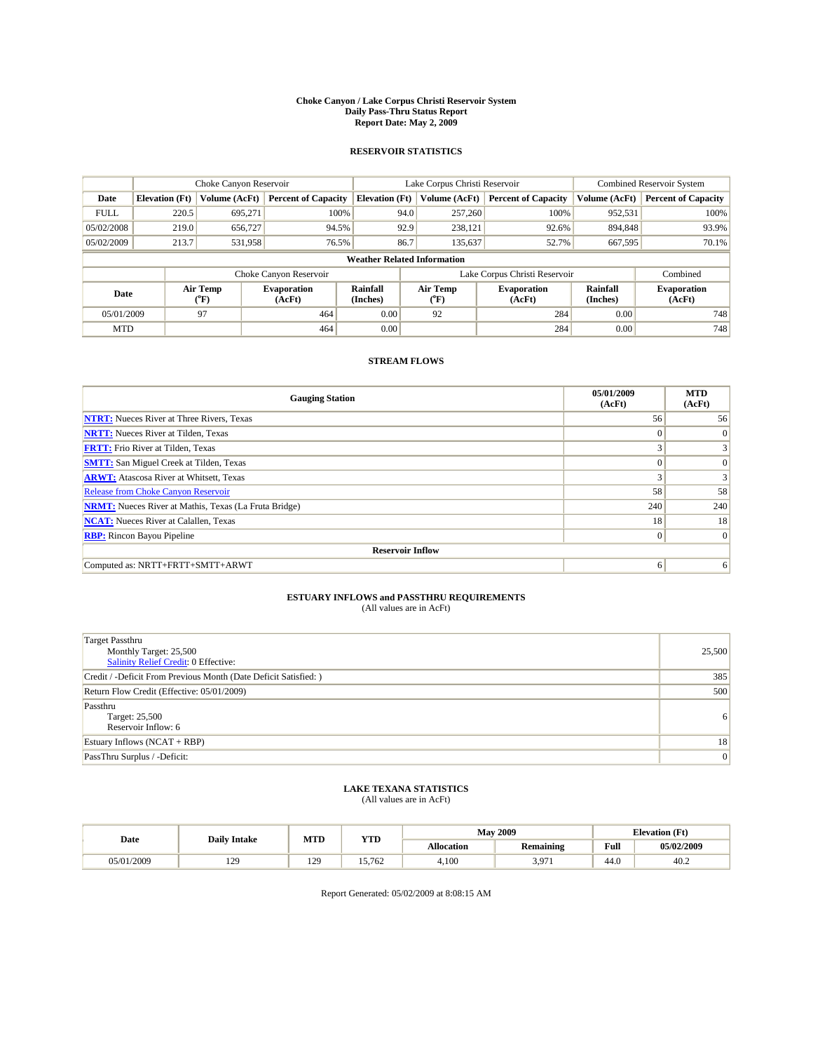# Choke Canyon / Lake Corpus Christi Reservoir System
## Daily Pass-Thru Status Report
### Report Date: May 2, 2009

## RESERVOIR STATISTICS

| | Choke Canyon Reservoir | | | Lake Corpus Christi Reservoir | | | Combined Reservoir System | |
|---|---|---|---|---|---|---|---|---|
| Date | Elevation (Ft) | Volume (AcFt) | Percent of Capacity | Elevation (Ft) | Volume (AcFt) | Percent of Capacity | Volume (AcFt) | Percent of Capacity |
| FULL | 220.5 | 695,271 | 100% | 94.0 | 257,260 | 100% | 952,531 | 100% |
| 05/02/2008 | 219.0 | 656,727 | 94.5% | 92.9 | 238,121 | 92.6% | 894,848 | 93.9% |
| 05/02/2009 | 213.7 | 531,958 | 76.5% | 86.7 | 135,637 | 52.7% | 667,595 | 70.1% |

**Weather Related Information**

| | Choke Canyon Reservoir | | | Lake Corpus Christi Reservoir | | | Combined |
|---|---|---|---|---|---|---|---|
| Date | Air Temp (°F) | Evaporation (AcFt) | Rainfall (Inches) | Air Temp (°F) | Evaporation (AcFt) | Rainfall (Inches) | Evaporation (AcFt) |
| 05/01/2009 | 97 | 464 | 0.00 | 92 | 284 | 0.00 | 748 |
| MTD | | 464 | 0.00 | | 284 | 0.00 | 748 |

## STREAM FLOWS

| Gauging Station | 05/01/2009 (AcFt) | MTD (AcFt) |
|---|---|---|
| NTRT: Nueces River at Three Rivers, Texas | 56 | 56 |
| NRTT: Nueces River at Tilden, Texas | 0 | 0 |
| FRTT: Frio River at Tilden, Texas | 3 | 3 |
| SMTT: San Miguel Creek at Tilden, Texas | 0 | 0 |
| ARWT: Atascosa River at Whitsett, Texas | 3 | 3 |
| Release from Choke Canyon Reservoir | 58 | 58 |
| NRMT: Nueces River at Mathis, Texas (La Fruta Bridge) | 240 | 240 |
| NCAT: Nueces River at Calallen, Texas | 18 | 18 |
| RBP: Rincon Bayou Pipeline | 0 | 0 |
| **Reservoir Inflow** | | |
| Computed as: NRTT+FRTT+SMTT+ARWT | 6 | 6 |

## ESTUARY INFLOWS and PASSTHRU REQUIREMENTS
(All values are in AcFt)

| | |
|---|---|
| Target Passthru<br>Monthly Target: 25,500<br>Salinity Relief Credit: 0 Effective: | 25,500 |
| Credit / -Deficit From Previous Month (Date Deficit Satisfied: ) | 385 |
| Return Flow Credit (Effective: 05/01/2009) | 500 |
| Passthru<br>Target: 25,500<br>Reservoir Inflow: 6 | 6 |
| Estuary Inflows (NCAT + RBP) | 18 |
| PassThru Surplus / -Deficit: | 0 |

## LAKE TEXANA STATISTICS
(All values are in AcFt)

| Date | Daily Intake | MTD | YTD | May 2009 | | Elevation (Ft) | |
|---|---|---|---|---|---|---|---|
| | | | | Allocation | Remaining | Full | 05/02/2009 |
| 05/01/2009 | 129 | 129 | 15,762 | 4,100 | 3,971 | 44.0 | 40.2 |

Report Generated: 05/02/2009 at 8:08:15 AM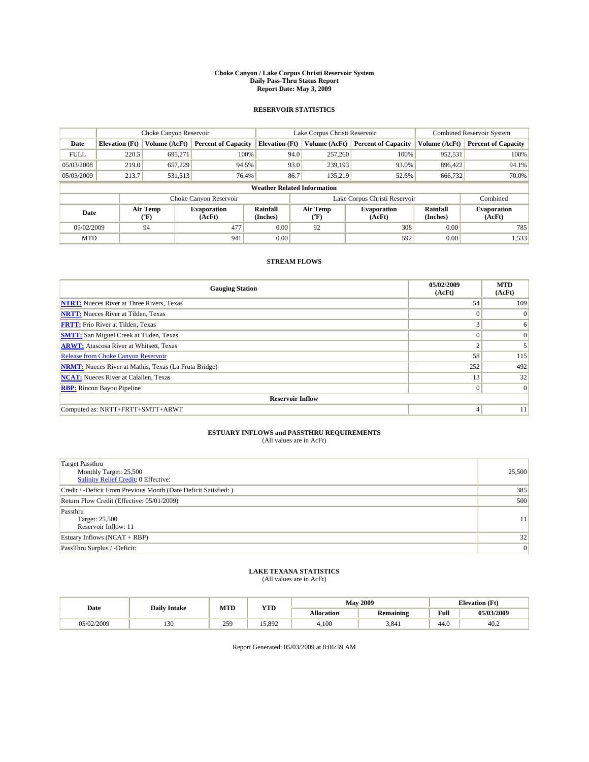**Choke Canyon / Lake Corpus Christi Reservoir System**
**Daily Pass-Thru Status Report**
**Report Date: May 3, 2009**

## RESERVOIR STATISTICS

| | Choke Canyon Reservoir | | | Lake Corpus Christi Reservoir | | | Combined Reservoir System | |
|---|---|---|---|---|---|---|---|---|
| **Date** | **Elevation (Ft)** | **Volume (AcFt)** | **Percent of Capacity** | **Elevation (Ft)** | **Volume (AcFt)** | **Percent of Capacity** | **Volume (AcFt)** | **Percent of Capacity** |
| FULL | 220.5 | 695,271 | 100% | 94.0 | 257,260 | 100% | 952,531 | 100% |
| 05/03/2008 | 219.0 | 657,229 | 94.5% | 93.0 | 239,193 | 93.0% | 896,422 | 94.1% |
| 05/03/2009 | 213.7 | 531,513 | 76.4% | 86.7 | 135,219 | 52.6% | 666,732 | 70.0% |

**Weather Related Information**

| | Choke Canyon Reservoir | | | Lake Corpus Christi Reservoir | | | Combined |
|---|---|---|---|---|---|---|---|
| **Date** | **Air Temp (°F)** | **Evaporation (AcFt)** | **Rainfall (Inches)** | **Air Temp (°F)** | **Evaporation (AcFt)** | **Rainfall (Inches)** | **Evaporation (AcFt)** |
| 05/02/2009 | 94 | 477 | 0.00 | 92 | 308 | 0.00 | 785 |
| MTD | | 941 | 0.00 | | 592 | 0.00 | 1,533 |

## STREAM FLOWS

| Gauging Station | 05/02/2009 (AcFt) | MTD (AcFt) |
|---|---|---|
| NTRT: Nueces River at Three Rivers, Texas | 54 | 109 |
| NRTT: Nueces River at Tilden, Texas | 0 | 0 |
| FRTT: Frio River at Tilden, Texas | 3 | 6 |
| SMTT: San Miguel Creek at Tilden, Texas | 0 | 0 |
| ARWT: Atascosa River at Whitsett, Texas | 2 | 5 |
| Release from Choke Canyon Reservoir | 58 | 115 |
| NRMT: Nueces River at Mathis, Texas (La Fruta Bridge) | 252 | 492 |
| NCAT: Nueces River at Calallen, Texas | 13 | 32 |
| RBP: Rincon Bayou Pipeline | 0 | 0 |
| **Reservoir Inflow** | | |
| Computed as: NRTT+FRTT+SMTT+ARWT | 4 | 11 |

## ESTUARY INFLOWS and PASSTHRU REQUIREMENTS

(All values are in AcFt)

| | |
|---|---|
| Target Passthru<br>Monthly Target: 25,500<br>Salinity Relief Credit: 0 Effective: | 25,500 |
| Credit / -Deficit From Previous Month (Date Deficit Satisfied: ) | 385 |
| Return Flow Credit (Effective: 05/01/2009) | 500 |
| Passthru<br>Target: 25,500<br>Reservoir Inflow: 11 | 11 |
| Estuary Inflows (NCAT + RBP) | 32 |
| PassThru Surplus / -Deficit: | 0 |

## LAKE TEXANA STATISTICS

(All values are in AcFt)

| Date | Daily Intake | MTD | YTD | May 2009 | | Elevation (Ft) | |
|---|---|---|---|---|---|---|---|
| | | | | **Allocation** | **Remaining** | **Full** | **05/03/2009** |
| 05/02/2009 | 130 | 259 | 15,892 | 4,100 | 3,841 | 44.0 | 40.2 |

Report Generated: 05/03/2009 at 8:06:39 AM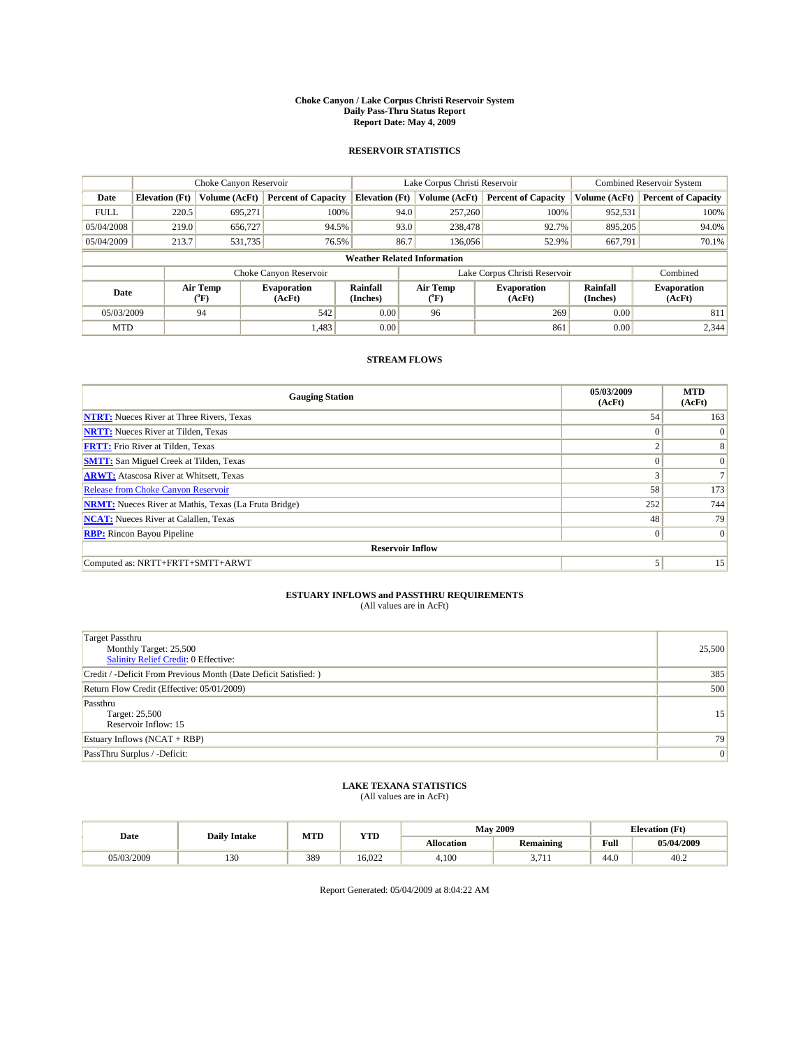**Choke Canyon / Lake Corpus Christi Reservoir System**
**Daily Pass-Thru Status Report**
**Report Date: May 4, 2009**

## RESERVOIR STATISTICS

| | Choke Canyon Reservoir | | | Lake Corpus Christi Reservoir | | | Combined Reservoir System | |
|---|---|---|---|---|---|---|---|---|
| **Date** | **Elevation (Ft)** | **Volume (AcFt)** | **Percent of Capacity** | **Elevation (Ft)** | **Volume (AcFt)** | **Percent of Capacity** | **Volume (AcFt)** | **Percent of Capacity** |
| FULL | 220.5 | 695,271 | 100% | 94.0 | 257,260 | 100% | 952,531 | 100% |
| 05/04/2008 | 219.0 | 656,727 | 94.5% | 93.0 | 238,478 | 92.7% | 895,205 | 94.0% |
| 05/04/2009 | 213.7 | 531,735 | 76.5% | 86.7 | 136,056 | 52.9% | 667,791 | 70.1% |

**Weather Related Information**

| | Choke Canyon Reservoir | | | Lake Corpus Christi Reservoir | | | Combined |
|---|---|---|---|---|---|---|---|
| **Date** | **Air Temp (°F)** | **Evaporation (AcFt)** | **Rainfall (Inches)** | **Air Temp (°F)** | **Evaporation (AcFt)** | **Rainfall (Inches)** | **Evaporation (AcFt)** |
| 05/03/2009 | 94 | 542 | 0.00 | 96 | 269 | 0.00 | 811 |
| MTD | | 1,483 | 0.00 | | 861 | 0.00 | 2,344 |

## STREAM FLOWS

| Gauging Station | 05/03/2009 (AcFt) | MTD (AcFt) |
|---|---|---|
| **NTRT:** Nueces River at Three Rivers, Texas | 54 | 163 |
| **NRTT:** Nueces River at Tilden, Texas | 0 | 0 |
| **FRTT:** Frio River at Tilden, Texas | 2 | 8 |
| **SMTT:** San Miguel Creek at Tilden, Texas | 0 | 0 |
| **ARWT:** Atascosa River at Whitsett, Texas | 3 | 7 |
| Release from Choke Canyon Reservoir | 58 | 173 |
| **NRMT:** Nueces River at Mathis, Texas (La Fruta Bridge) | 252 | 744 |
| **NCAT:** Nueces River at Calallen, Texas | 48 | 79 |
| **RBP:** Rincon Bayou Pipeline | 0 | 0 |
| **Reservoir Inflow** | | |
| Computed as: NRTT+FRTT+SMTT+ARWT | 5 | 15 |

## ESTUARY INFLOWS and PASSTHRU REQUIREMENTS
(All values are in AcFt)

| | |
|---|---|
| Target Passthru<br>Monthly Target: 25,500<br>Salinity Relief Credit: 0 Effective: | 25,500 |
| Credit / -Deficit From Previous Month (Date Deficit Satisfied: ) | 385 |
| Return Flow Credit (Effective: 05/01/2009) | 500 |
| Passthru<br>Target: 25,500<br>Reservoir Inflow: 15 | 15 |
| Estuary Inflows (NCAT + RBP) | 79 |
| PassThru Surplus / -Deficit: | 0 |

## LAKE TEXANA STATISTICS
(All values are in AcFt)

| Date | Daily Intake | MTD | YTD | May 2009 | | Elevation (Ft) | |
|---|---|---|---|---|---|---|---|
| | | | | **Allocation** | **Remaining** | **Full** | **05/04/2009** |
| 05/03/2009 | 130 | 389 | 16,022 | 4,100 | 3,711 | 44.0 | 40.2 |

Report Generated: 05/04/2009 at 8:04:22 AM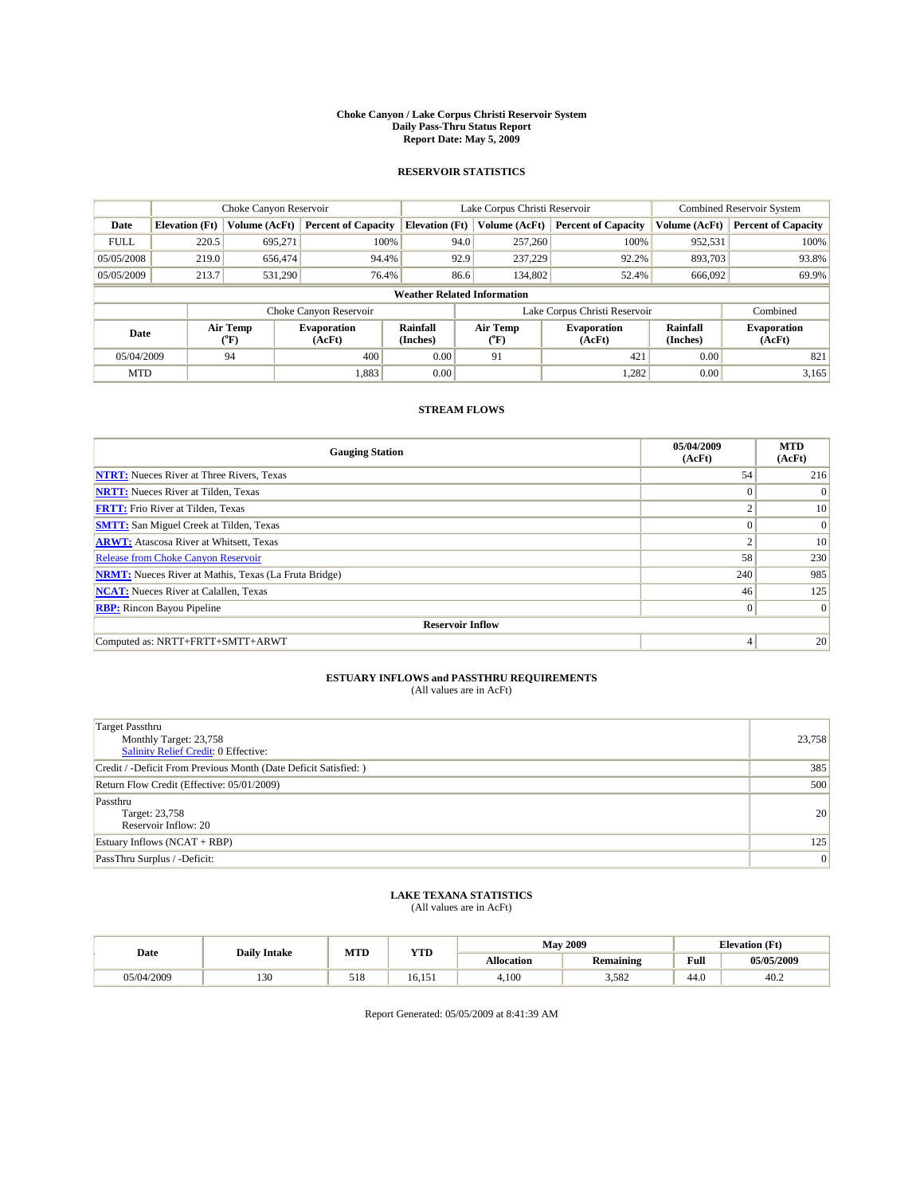**Choke Canyon / Lake Corpus Christi Reservoir System**
**Daily Pass-Thru Status Report**
**Report Date: May 5, 2009**

### RESERVOIR STATISTICS

| | Choke Canyon Reservoir | | | Lake Corpus Christi Reservoir | | | Combined Reservoir System | |
|---|---|---|---|---|---|---|---|---|
| **Date** | **Elevation (Ft)** | **Volume (AcFt)** | **Percent of Capacity** | **Elevation (Ft)** | **Volume (AcFt)** | **Percent of Capacity** | **Volume (AcFt)** | **Percent of Capacity** |
| FULL | 220.5 | 695,271 | 100% | 94.0 | 257,260 | 100% | 952,531 | 100% |
| 05/05/2008 | 219.0 | 656,474 | 94.4% | 92.9 | 237,229 | 92.2% | 893,703 | 93.8% |
| 05/05/2009 | 213.7 | 531,290 | 76.4% | 86.6 | 134,802 | 52.4% | 666,092 | 69.9% |

**Weather Related Information**

| | Choke Canyon Reservoir | | | Lake Corpus Christi Reservoir | | | Combined |
|---|---|---|---|---|---|---|---|
| **Date** | **Air Temp (°F)** | **Evaporation (AcFt)** | **Rainfall (Inches)** | **Air Temp (°F)** | **Evaporation (AcFt)** | **Rainfall (Inches)** | **Evaporation (AcFt)** |
| 05/04/2009 | 94 | 400 | 0.00 | 91 | 421 | 0.00 | 821 |
| MTD | | 1,883 | 0.00 | | 1,282 | 0.00 | 3,165 |

### STREAM FLOWS

| Gauging Station | 05/04/2009 (AcFt) | MTD (AcFt) |
|---|---|---|
| NTRT: Nueces River at Three Rivers, Texas | 54 | 216 |
| NRTT: Nueces River at Tilden, Texas | 0 | 0 |
| FRTT: Frio River at Tilden, Texas | 2 | 10 |
| SMTT: San Miguel Creek at Tilden, Texas | 0 | 0 |
| ARWT: Atascosa River at Whitsett, Texas | 2 | 10 |
| Release from Choke Canyon Reservoir | 58 | 230 |
| NRMT: Nueces River at Mathis, Texas (La Fruta Bridge) | 240 | 985 |
| NCAT: Nueces River at Calallen, Texas | 46 | 125 |
| RBP: Rincon Bayou Pipeline | 0 | 0 |
| **Reservoir Inflow** | | |
| Computed as: NRTT+FRTT+SMTT+ARWT | 4 | 20 |

### ESTUARY INFLOWS and PASSTHRU REQUIREMENTS
(All values are in AcFt)

| | |
|---|---|
| Target Passthru<br>Monthly Target: 23,758<br>Salinity Relief Credit: 0 Effective: | 23,758 |
| Credit / -Deficit From Previous Month (Date Deficit Satisfied: ) | 385 |
| Return Flow Credit (Effective: 05/01/2009) | 500 |
| Passthru<br>Target: 23,758<br>Reservoir Inflow: 20 | 20 |
| Estuary Inflows (NCAT + RBP) | 125 |
| PassThru Surplus / -Deficit: | 0 |

### LAKE TEXANA STATISTICS
(All values are in AcFt)

| Date | Daily Intake | MTD | YTD | May 2009 | | Elevation (Ft) | |
|---|---|---|---|---|---|---|---|
| | | | | **Allocation** | **Remaining** | **Full** | **05/05/2009** |
| 05/04/2009 | 130 | 518 | 16,151 | 4,100 | 3,582 | 44.0 | 40.2 |

Report Generated: 05/05/2009 at 8:41:39 AM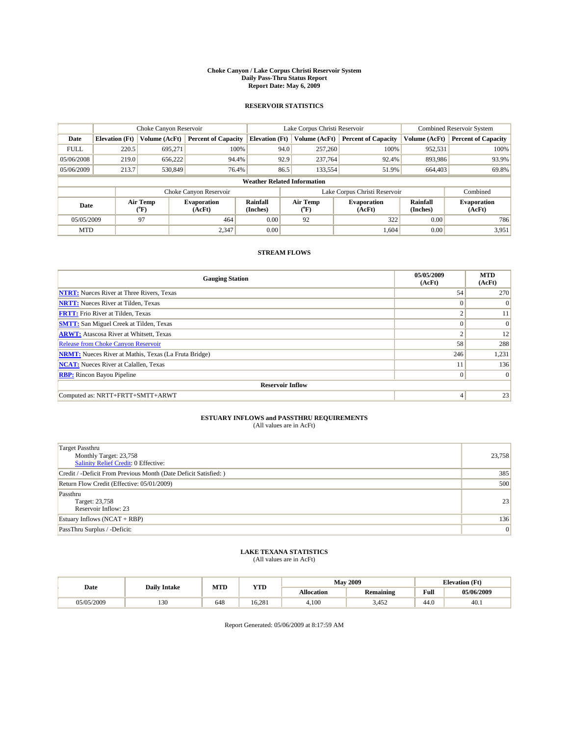# Choke Canyon / Lake Corpus Christi Reservoir System
## Daily Pass-Thru Status Report
### Report Date: May 6, 2009

## RESERVOIR STATISTICS

| | Choke Canyon Reservoir | | | Lake Corpus Christi Reservoir | | | Combined Reservoir System | |
|---|---|---|---|---|---|---|---|---|
| Date | Elevation (Ft) | Volume (AcFt) | Percent of Capacity | Elevation (Ft) | Volume (AcFt) | Percent of Capacity | Volume (AcFt) | Percent of Capacity |
| FULL | 220.5 | 695,271 | 100% | 94.0 | 257,260 | 100% | 952,531 | 100% |
| 05/06/2008 | 219.0 | 656,222 | 94.4% | 92.9 | 237,764 | 92.4% | 893,986 | 93.9% |
| 05/06/2009 | 213.7 | 530,849 | 76.4% | 86.5 | 133,554 | 51.9% | 664,403 | 69.8% |

**Weather Related Information**

| | Choke Canyon Reservoir | | | Lake Corpus Christi Reservoir | | | Combined |
|---|---|---|---|---|---|---|---|
| Date | Air Temp (°F) | Evaporation (AcFt) | Rainfall (Inches) | Air Temp (°F) | Evaporation (AcFt) | Rainfall (Inches) | Evaporation (AcFt) |
| 05/05/2009 | 97 | 464 | 0.00 | 92 | 322 | 0.00 | 786 |
| MTD | | 2,347 | 0.00 | | 1,604 | 0.00 | 3,951 |

## STREAM FLOWS

| Gauging Station | 05/05/2009 (AcFt) | MTD (AcFt) |
|---|---|---|
| **NTRT:** Nueces River at Three Rivers, Texas | 54 | 270 |
| **NRTT:** Nueces River at Tilden, Texas | 0 | 0 |
| **FRTT:** Frio River at Tilden, Texas | 2 | 11 |
| **SMTT:** San Miguel Creek at Tilden, Texas | 0 | 0 |
| **ARWT:** Atascosa River at Whitsett, Texas | 2 | 12 |
| Release from Choke Canyon Reservoir | 58 | 288 |
| **NRMT:** Nueces River at Mathis, Texas (La Fruta Bridge) | 246 | 1,231 |
| **NCAT:** Nueces River at Calallen, Texas | 11 | 136 |
| **RBP:** Rincon Bayou Pipeline | 0 | 0 |
| **Reservoir Inflow** | | |
| Computed as: NRTT+FRTT+SMTT+ARWT | 4 | 23 |

## ESTUARY INFLOWS and PASSTHRU REQUIREMENTS
(All values are in AcFt)

| | |
|---|---|
| Target Passthru<br>Monthly Target: 23,758<br>Salinity Relief Credit: 0 Effective: | 23,758 |
| Credit / -Deficit From Previous Month (Date Deficit Satisfied: ) | 385 |
| Return Flow Credit (Effective: 05/01/2009) | 500 |
| Passthru<br>Target: 23,758<br>Reservoir Inflow: 23 | 23 |
| Estuary Inflows (NCAT + RBP) | 136 |
| PassThru Surplus / -Deficit: | 0 |

## LAKE TEXANA STATISTICS
(All values are in AcFt)

| Date | Daily Intake | MTD | YTD | May 2009 | | Elevation (Ft) | |
|---|---|---|---|---|---|---|---|
| | | | | Allocation | Remaining | Full | 05/06/2009 |
| 05/05/2009 | 130 | 648 | 16,281 | 4,100 | 3,452 | 44.0 | 40.1 |

Report Generated: 05/06/2009 at 8:17:59 AM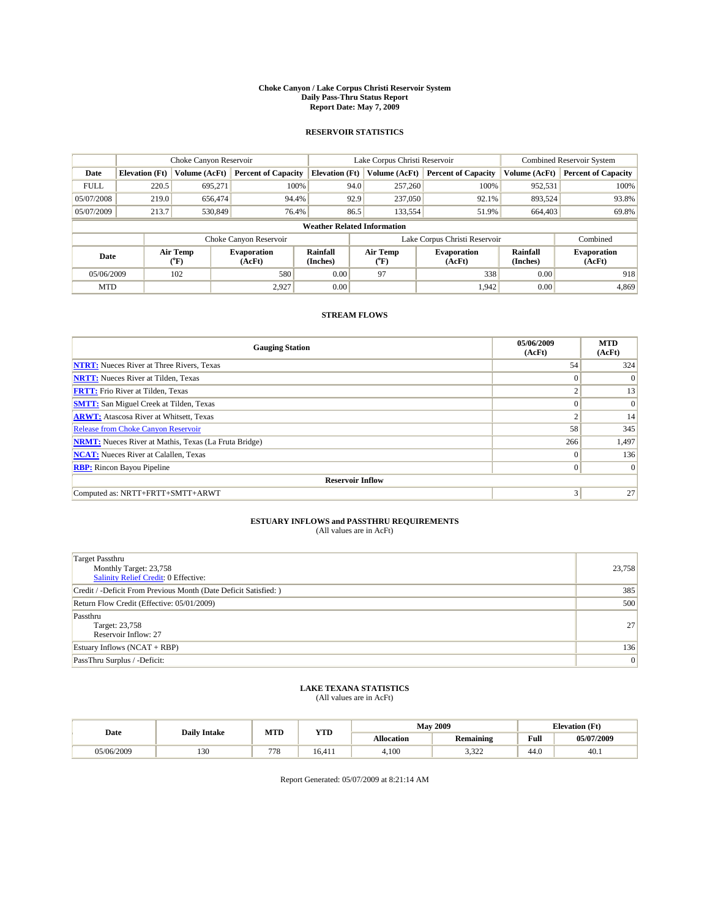# Choke Canyon / Lake Corpus Christi Reservoir System
## Daily Pass-Thru Status Report
### Report Date: May 7, 2009

## RESERVOIR STATISTICS

| | Choke Canyon Reservoir | | | Lake Corpus Christi Reservoir | | | Combined Reservoir System | |
|---|---|---|---|---|---|---|---|---|
| Date | Elevation (Ft) | Volume (AcFt) | Percent of Capacity | Elevation (Ft) | Volume (AcFt) | Percent of Capacity | Volume (AcFt) | Percent of Capacity |
| FULL | 220.5 | 695,271 | 100% | 94.0 | 257,260 | 100% | 952,531 | 100% |
| 05/07/2008 | 219.0 | 656,474 | 94.4% | 92.9 | 237,050 | 92.1% | 893,524 | 93.8% |
| 05/07/2009 | 213.7 | 530,849 | 76.4% | 86.5 | 133,554 | 51.9% | 664,403 | 69.8% |

**Weather Related Information**

| | Choke Canyon Reservoir | | | Lake Corpus Christi Reservoir | | | Combined |
|---|---|---|---|---|---|---|---|
| Date | Air Temp (°F) | Evaporation (AcFt) | Rainfall (Inches) | Air Temp (°F) | Evaporation (AcFt) | Rainfall (Inches) | Evaporation (AcFt) |
| 05/06/2009 | 102 | 580 | 0.00 | 97 | 338 | 0.00 | 918 |
| MTD | | 2,927 | 0.00 | | 1,942 | 0.00 | 4,869 |

## STREAM FLOWS

| Gauging Station | 05/06/2009 (AcFt) | MTD (AcFt) |
|---|---|---|
| NTRT: Nueces River at Three Rivers, Texas | 54 | 324 |
| NRTT: Nueces River at Tilden, Texas | 0 | 0 |
| FRTT: Frio River at Tilden, Texas | 2 | 13 |
| SMTT: San Miguel Creek at Tilden, Texas | 0 | 0 |
| ARWT: Atascosa River at Whitsett, Texas | 2 | 14 |
| Release from Choke Canyon Reservoir | 58 | 345 |
| NRMT: Nueces River at Mathis, Texas (La Fruta Bridge) | 266 | 1,497 |
| NCAT: Nueces River at Calallen, Texas | 0 | 136 |
| RBP: Rincon Bayou Pipeline | 0 | 0 |
| **Reservoir Inflow** | | |
| Computed as: NRTT+FRTT+SMTT+ARWT | 3 | 27 |

## ESTUARY INFLOWS and PASSTHRU REQUIREMENTS
(All values are in AcFt)

| | |
|---|---|
| Target Passthru<br>Monthly Target: 23,758<br>Salinity Relief Credit: 0 Effective: | 23,758 |
| Credit / -Deficit From Previous Month (Date Deficit Satisfied: ) | 385 |
| Return Flow Credit (Effective: 05/01/2009) | 500 |
| Passthru<br>Target: 23,758<br>Reservoir Inflow: 27 | 27 |
| Estuary Inflows (NCAT + RBP) | 136 |
| PassThru Surplus / -Deficit: | 0 |

## LAKE TEXANA STATISTICS
(All values are in AcFt)

| Date | Daily Intake | MTD | YTD | May 2009 | | Elevation (Ft) | |
|---|---|---|---|---|---|---|---|
| | | | | Allocation | Remaining | Full | 05/07/2009 |
| 05/06/2009 | 130 | 778 | 16,411 | 4,100 | 3,322 | 44.0 | 40.1 |

Report Generated: 05/07/2009 at 8:21:14 AM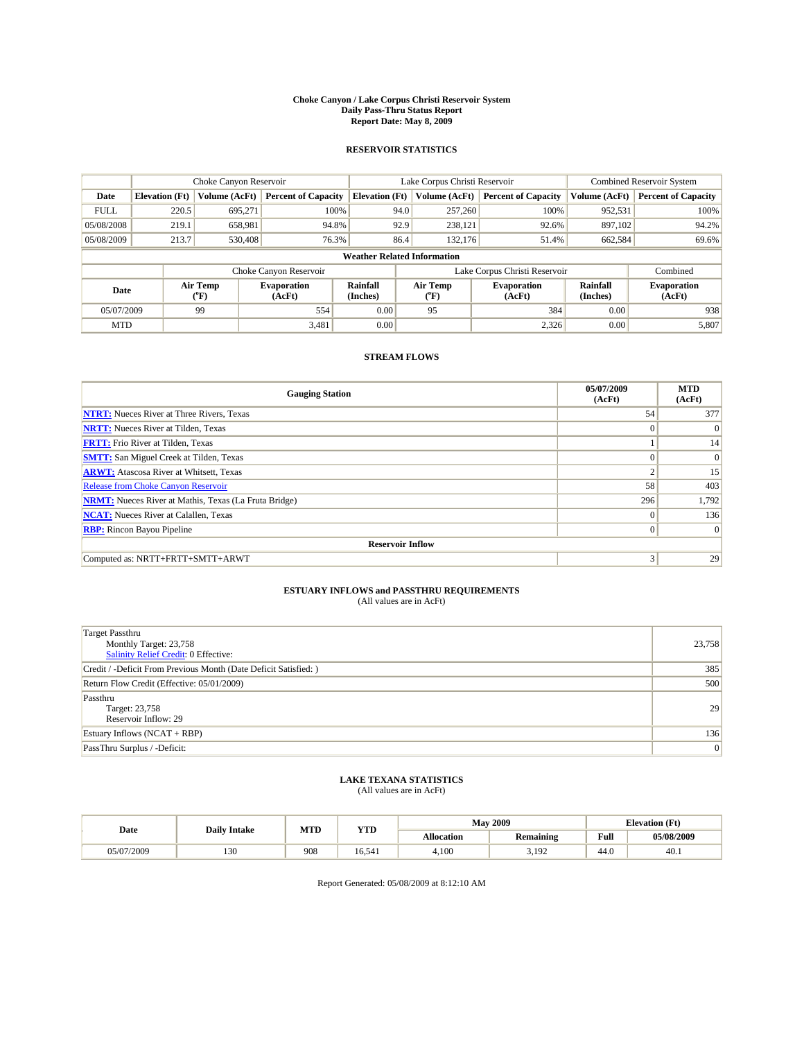# Choke Canyon / Lake Corpus Christi Reservoir System
## Daily Pass-Thru Status Report
## Report Date: May 8, 2009

### RESERVOIR STATISTICS

| | Choke Canyon Reservoir | | | Lake Corpus Christi Reservoir | | | Combined Reservoir System | |
|---|---|---|---|---|---|---|---|---|
| Date | Elevation (Ft) | Volume (AcFt) | Percent of Capacity | Elevation (Ft) | Volume (AcFt) | Percent of Capacity | Volume (AcFt) | Percent of Capacity |
| FULL | 220.5 | 695,271 | 100% | 94.0 | 257,260 | 100% | 952,531 | 100% |
| 05/08/2008 | 219.1 | 658,981 | 94.8% | 92.9 | 238,121 | 92.6% | 897,102 | 94.2% |
| 05/08/2009 | 213.7 | 530,408 | 76.3% | 86.4 | 132,176 | 51.4% | 662,584 | 69.6% |

**Weather Related Information**

| | Choke Canyon Reservoir | | | Lake Corpus Christi Reservoir | | | Combined |
|---|---|---|---|---|---|---|---|
| Date | Air Temp (°F) | Evaporation (AcFt) | Rainfall (Inches) | Air Temp (°F) | Evaporation (AcFt) | Rainfall (Inches) | Evaporation (AcFt) |
| 05/07/2009 | 99 | 554 | 0.00 | 95 | 384 | 0.00 | 938 |
| MTD | | 3,481 | 0.00 | | 2,326 | 0.00 | 5,807 |

### STREAM FLOWS

| Gauging Station | 05/07/2009 (AcFt) | MTD (AcFt) |
|---|---|---|
| NTRT: Nueces River at Three Rivers, Texas | 54 | 377 |
| NRTT: Nueces River at Tilden, Texas | 0 | 0 |
| FRTT: Frio River at Tilden, Texas | 1 | 14 |
| SMTT: San Miguel Creek at Tilden, Texas | 0 | 0 |
| ARWT: Atascosa River at Whitsett, Texas | 2 | 15 |
| Release from Choke Canyon Reservoir | 58 | 403 |
| NRMT: Nueces River at Mathis, Texas (La Fruta Bridge) | 296 | 1,792 |
| NCAT: Nueces River at Calallen, Texas | 0 | 136 |
| RBP: Rincon Bayou Pipeline | 0 | 0 |
| **Reservoir Inflow** | | |
| Computed as: NRTT+FRTT+SMTT+ARWT | 3 | 29 |

### ESTUARY INFLOWS and PASSTHRU REQUIREMENTS
(All values are in AcFt)

| | |
|---|---|
| Target Passthru<br>Monthly Target: 23,758<br>Salinity Relief Credit: 0 Effective: | 23,758 |
| Credit / -Deficit From Previous Month (Date Deficit Satisfied: ) | 385 |
| Return Flow Credit (Effective: 05/01/2009) | 500 |
| Passthru<br>Target: 23,758<br>Reservoir Inflow: 29 | 29 |
| Estuary Inflows (NCAT + RBP) | 136 |
| PassThru Surplus / -Deficit: | 0 |

### LAKE TEXANA STATISTICS
(All values are in AcFt)

| Date | Daily Intake | MTD | YTD | May 2009 | | Elevation (Ft) | |
|---|---|---|---|---|---|---|---|
| | | | | Allocation | Remaining | Full | 05/08/2009 |
| 05/07/2009 | 130 | 908 | 16,541 | 4,100 | 3,192 | 44.0 | 40.1 |

Report Generated: 05/08/2009 at 8:12:10 AM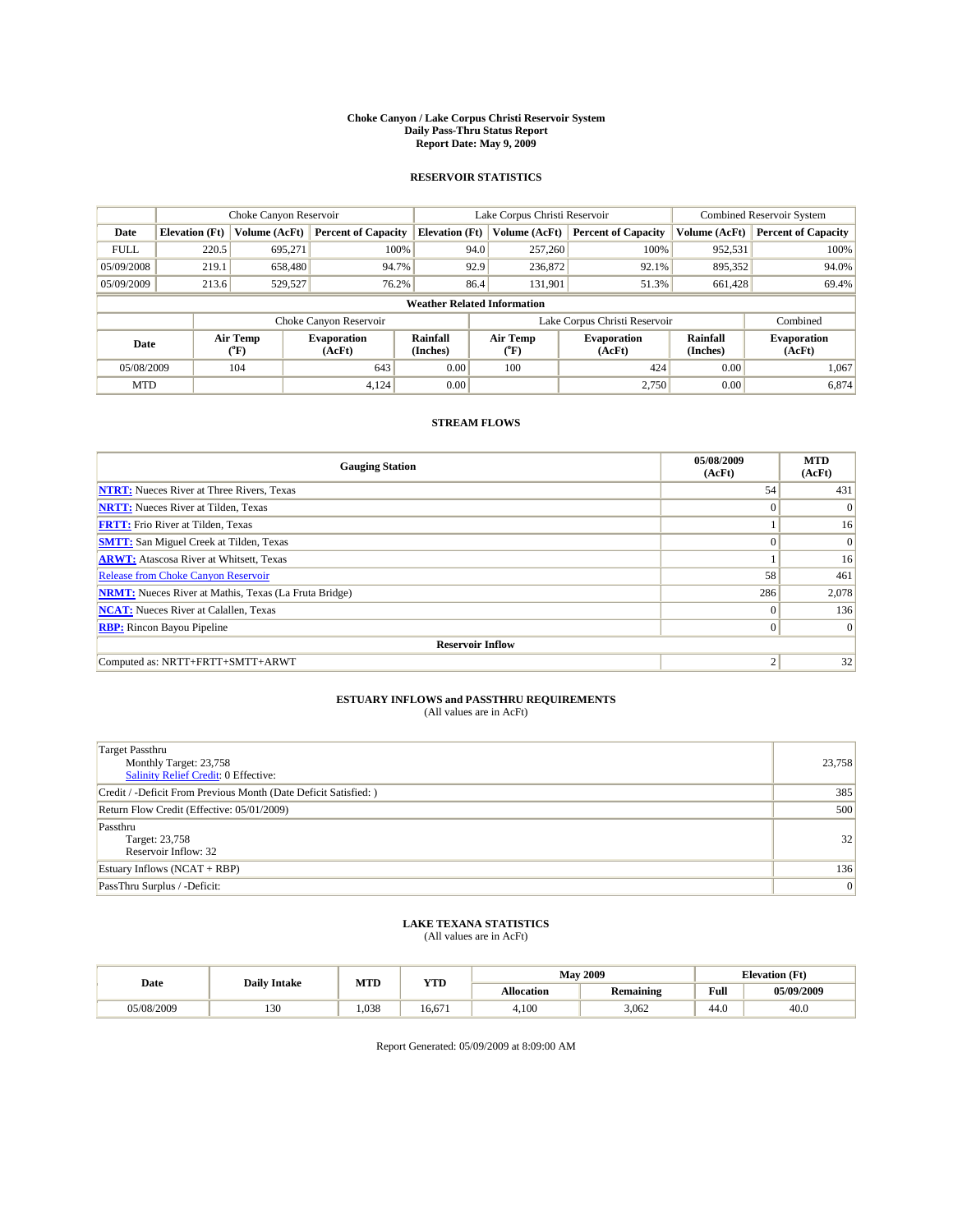# Choke Canyon / Lake Corpus Christi Reservoir System
## Daily Pass-Thru Status Report
### Report Date: May 9, 2009

## RESERVOIR STATISTICS

| | Choke Canyon Reservoir | | | Lake Corpus Christi Reservoir | | | Combined Reservoir System | |
|---|---|---|---|---|---|---|---|---|
| Date | Elevation (Ft) | Volume (AcFt) | Percent of Capacity | Elevation (Ft) | Volume (AcFt) | Percent of Capacity | Volume (AcFt) | Percent of Capacity |
| FULL | 220.5 | 695,271 | 100% | 94.0 | 257,260 | 100% | 952,531 | 100% |
| 05/09/2008 | 219.1 | 658,480 | 94.7% | 92.9 | 236,872 | 92.1% | 895,352 | 94.0% |
| 05/09/2009 | 213.6 | 529,527 | 76.2% | 86.4 | 131,901 | 51.3% | 661,428 | 69.4% |

**Weather Related Information**

| | Choke Canyon Reservoir | | | Lake Corpus Christi Reservoir | | | Combined |
|---|---|---|---|---|---|---|---|
| Date | Air Temp (°F) | Evaporation (AcFt) | Rainfall (Inches) | Air Temp (°F) | Evaporation (AcFt) | Rainfall (Inches) | Evaporation (AcFt) |
| 05/08/2009 | 104 | 643 | 0.00 | 100 | 424 | 0.00 | 1,067 |
| MTD | | 4,124 | 0.00 | | 2,750 | 0.00 | 6,874 |

## STREAM FLOWS

| Gauging Station | 05/08/2009 (AcFt) | MTD (AcFt) |
|---|---|---|
| NTRT: Nueces River at Three Rivers, Texas | 54 | 431 |
| NRTT: Nueces River at Tilden, Texas | 0 | 0 |
| FRTT: Frio River at Tilden, Texas | 1 | 16 |
| SMTT: San Miguel Creek at Tilden, Texas | 0 | 0 |
| ARWT: Atascosa River at Whitsett, Texas | 1 | 16 |
| Release from Choke Canyon Reservoir | 58 | 461 |
| NRMT: Nueces River at Mathis, Texas (La Fruta Bridge) | 286 | 2,078 |
| NCAT: Nueces River at Calallen, Texas | 0 | 136 |
| RBP: Rincon Bayou Pipeline | 0 | 0 |
| **Reservoir Inflow** | | |
| Computed as: NRTT+FRTT+SMTT+ARWT | 2 | 32 |

## ESTUARY INFLOWS and PASSTHRU REQUIREMENTS
(All values are in AcFt)

| | |
|---|---|
| Target Passthru<br>Monthly Target: 23,758<br>Salinity Relief Credit: 0 Effective: | 23,758 |
| Credit / -Deficit From Previous Month (Date Deficit Satisfied: ) | 385 |
| Return Flow Credit (Effective: 05/01/2009) | 500 |
| Passthru<br>Target: 23,758<br>Reservoir Inflow: 32 | 32 |
| Estuary Inflows (NCAT + RBP) | 136 |
| PassThru Surplus / -Deficit: | 0 |

## LAKE TEXANA STATISTICS
(All values are in AcFt)

| Date | Daily Intake | MTD | YTD | May 2009 | | Elevation (Ft) | |
|---|---|---|---|---|---|---|---|
| | | | | Allocation | Remaining | Full | 05/09/2009 |
| 05/08/2009 | 130 | 1,038 | 16,671 | 4,100 | 3,062 | 44.0 | 40.0 |

Report Generated: 05/09/2009 at 8:09:00 AM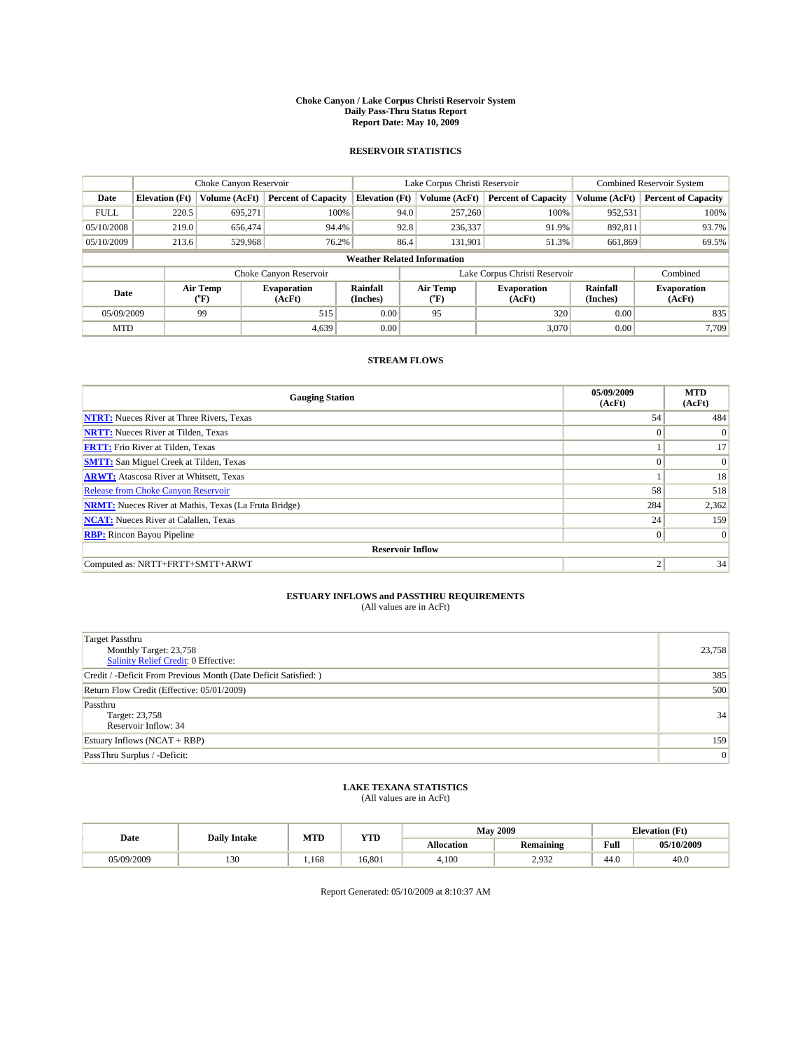# Choke Canyon / Lake Corpus Christi Reservoir System
## Daily Pass-Thru Status Report
### Report Date: May 10, 2009

## RESERVOIR STATISTICS

| | Choke Canyon Reservoir | | | Lake Corpus Christi Reservoir | | | Combined Reservoir System | |
|---|---|---|---|---|---|---|---|---|
| Date | Elevation (Ft) | Volume (AcFt) | Percent of Capacity | Elevation (Ft) | Volume (AcFt) | Percent of Capacity | Volume (AcFt) | Percent of Capacity |
| FULL | 220.5 | 695,271 | 100% | 94.0 | 257,260 | 100% | 952,531 | 100% |
| 05/10/2008 | 219.0 | 656,474 | 94.4% | 92.8 | 236,337 | 91.9% | 892,811 | 93.7% |
| 05/10/2009 | 213.6 | 529,968 | 76.2% | 86.4 | 131,901 | 51.3% | 661,869 | 69.5% |

**Weather Related Information**

| | Choke Canyon Reservoir | | | Lake Corpus Christi Reservoir | | | Combined |
|---|---|---|---|---|---|---|---|
| Date | Air Temp (°F) | Evaporation (AcFt) | Rainfall (Inches) | Air Temp (°F) | Evaporation (AcFt) | Rainfall (Inches) | Evaporation (AcFt) |
| 05/09/2009 | 99 | 515 | 0.00 | 95 | 320 | 0.00 | 835 |
| MTD | | 4,639 | 0.00 | | 3,070 | 0.00 | 7,709 |

## STREAM FLOWS

| Gauging Station | 05/09/2009 (AcFt) | MTD (AcFt) |
|---|---|---|
| NTRT: Nueces River at Three Rivers, Texas | 54 | 484 |
| NRTT: Nueces River at Tilden, Texas | 0 | 0 |
| FRTT: Frio River at Tilden, Texas | 1 | 17 |
| SMTT: San Miguel Creek at Tilden, Texas | 0 | 0 |
| ARWT: Atascosa River at Whitsett, Texas | 1 | 18 |
| Release from Choke Canyon Reservoir | 58 | 518 |
| NRMT: Nueces River at Mathis, Texas (La Fruta Bridge) | 284 | 2,362 |
| NCAT: Nueces River at Calallen, Texas | 24 | 159 |
| RBP: Rincon Bayou Pipeline | 0 | 0 |
| **Reservoir Inflow** | | |
| Computed as: NRTT+FRTT+SMTT+ARWT | 2 | 34 |

## ESTUARY INFLOWS and PASSTHRU REQUIREMENTS
(All values are in AcFt)

| | |
|---|---|
| Target Passthru<br>Monthly Target: 23,758<br>Salinity Relief Credit: 0 Effective: | 23,758 |
| Credit / -Deficit From Previous Month (Date Deficit Satisfied: ) | 385 |
| Return Flow Credit (Effective: 05/01/2009) | 500 |
| Passthru<br>Target: 23,758<br>Reservoir Inflow: 34 | 34 |
| Estuary Inflows (NCAT + RBP) | 159 |
| PassThru Surplus / -Deficit: | 0 |

## LAKE TEXANA STATISTICS
(All values are in AcFt)

| Date | Daily Intake | MTD | YTD | May 2009 | | Elevation (Ft) | |
|---|---|---|---|---|---|---|---|
| | | | | Allocation | Remaining | Full | 05/10/2009 |
| 05/09/2009 | 130 | 1,168 | 16,801 | 4,100 | 2,932 | 44.0 | 40.0 |

Report Generated: 05/10/2009 at 8:10:37 AM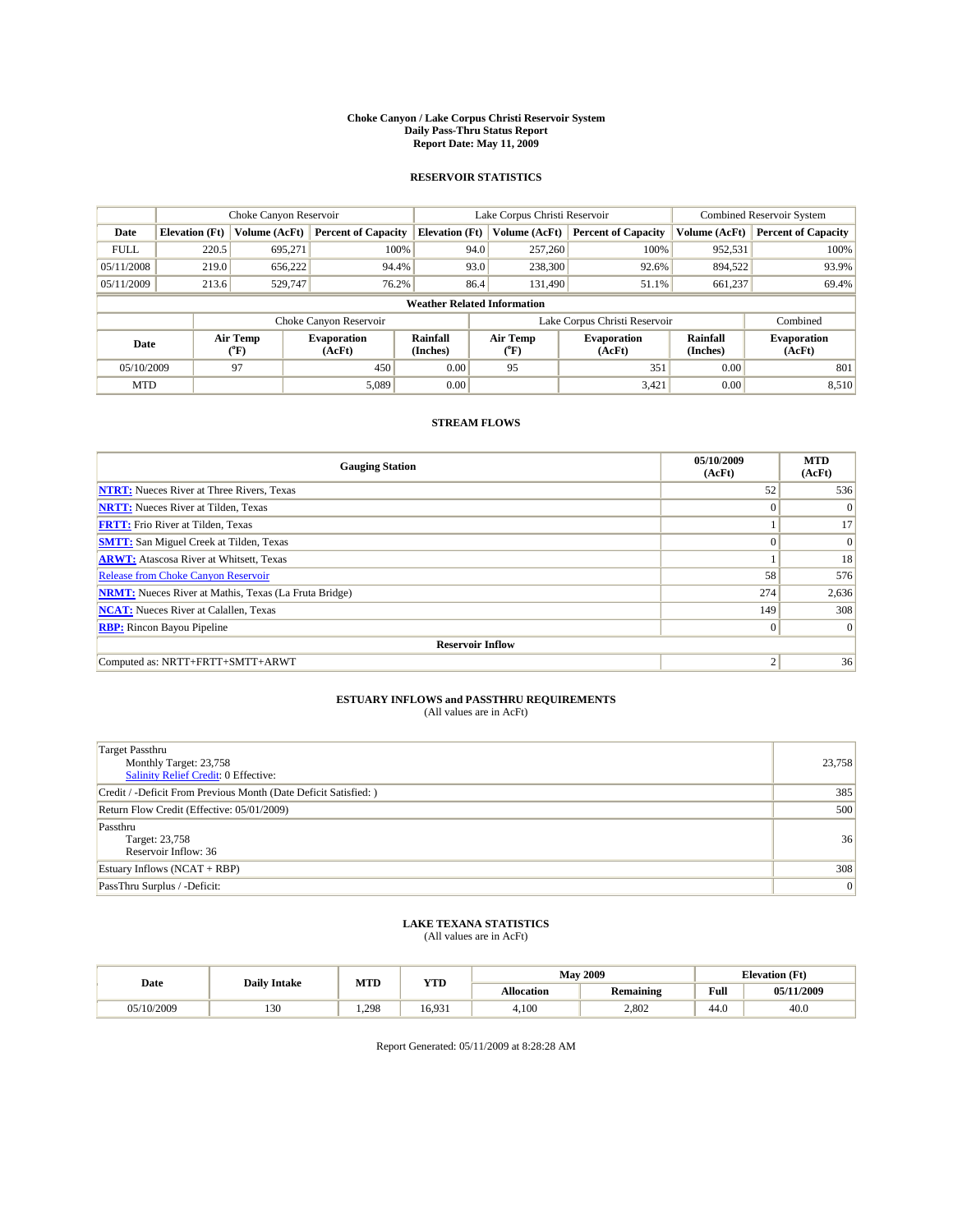# Choke Canyon / Lake Corpus Christi Reservoir System
## Daily Pass-Thru Status Report
### Report Date: May 11, 2009

## RESERVOIR STATISTICS

| | Choke Canyon Reservoir | | | Lake Corpus Christi Reservoir | | | Combined Reservoir System | |
|---|---|---|---|---|---|---|---|---|
| Date | Elevation (Ft) | Volume (AcFt) | Percent of Capacity | Elevation (Ft) | Volume (AcFt) | Percent of Capacity | Volume (AcFt) | Percent of Capacity |
| FULL | 220.5 | 695,271 | 100% | 94.0 | 257,260 | 100% | 952,531 | 100% |
| 05/11/2008 | 219.0 | 656,222 | 94.4% | 93.0 | 238,300 | 92.6% | 894,522 | 93.9% |
| 05/11/2009 | 213.6 | 529,747 | 76.2% | 86.4 | 131,490 | 51.1% | 661,237 | 69.4% |

**Weather Related Information**

| | Choke Canyon Reservoir | | | Lake Corpus Christi Reservoir | | | Combined |
|---|---|---|---|---|---|---|---|
| Date | Air Temp (°F) | Evaporation (AcFt) | Rainfall (Inches) | Air Temp (°F) | Evaporation (AcFt) | Rainfall (Inches) | Evaporation (AcFt) |
| 05/10/2009 | 97 | 450 | 0.00 | 95 | 351 | 0.00 | 801 |
| MTD | | 5,089 | 0.00 | | 3,421 | 0.00 | 8,510 |

## STREAM FLOWS

| Gauging Station | 05/10/2009 (AcFt) | MTD (AcFt) |
|---|---|---|
| NTRT: Nueces River at Three Rivers, Texas | 52 | 536 |
| NRTT: Nueces River at Tilden, Texas | 0 | 0 |
| FRTT: Frio River at Tilden, Texas | 1 | 17 |
| SMTT: San Miguel Creek at Tilden, Texas | 0 | 0 |
| ARWT: Atascosa River at Whitsett, Texas | 1 | 18 |
| Release from Choke Canyon Reservoir | 58 | 576 |
| NRMT: Nueces River at Mathis, Texas (La Fruta Bridge) | 274 | 2,636 |
| NCAT: Nueces River at Calallen, Texas | 149 | 308 |
| RBP: Rincon Bayou Pipeline | 0 | 0 |
| **Reservoir Inflow** | | |
| Computed as: NRTT+FRTT+SMTT+ARWT | 2 | 36 |

## ESTUARY INFLOWS and PASSTHRU REQUIREMENTS
(All values are in AcFt)

| | |
|---|---|
| Target Passthru<br>Monthly Target: 23,758<br>Salinity Relief Credit: 0 Effective: | 23,758 |
| Credit / -Deficit From Previous Month (Date Deficit Satisfied: ) | 385 |
| Return Flow Credit (Effective: 05/01/2009) | 500 |
| Passthru<br>Target: 23,758<br>Reservoir Inflow: 36 | 36 |
| Estuary Inflows (NCAT + RBP) | 308 |
| PassThru Surplus / -Deficit: | 0 |

## LAKE TEXANA STATISTICS
(All values are in AcFt)

| Date | Daily Intake | MTD | YTD | May 2009 | | Elevation (Ft) | |
|---|---|---|---|---|---|---|---|
| | | | | Allocation | Remaining | Full | 05/11/2009 |
| 05/10/2009 | 130 | 1,298 | 16,931 | 4,100 | 2,802 | 44.0 | 40.0 |

Report Generated: 05/11/2009 at 8:28:28 AM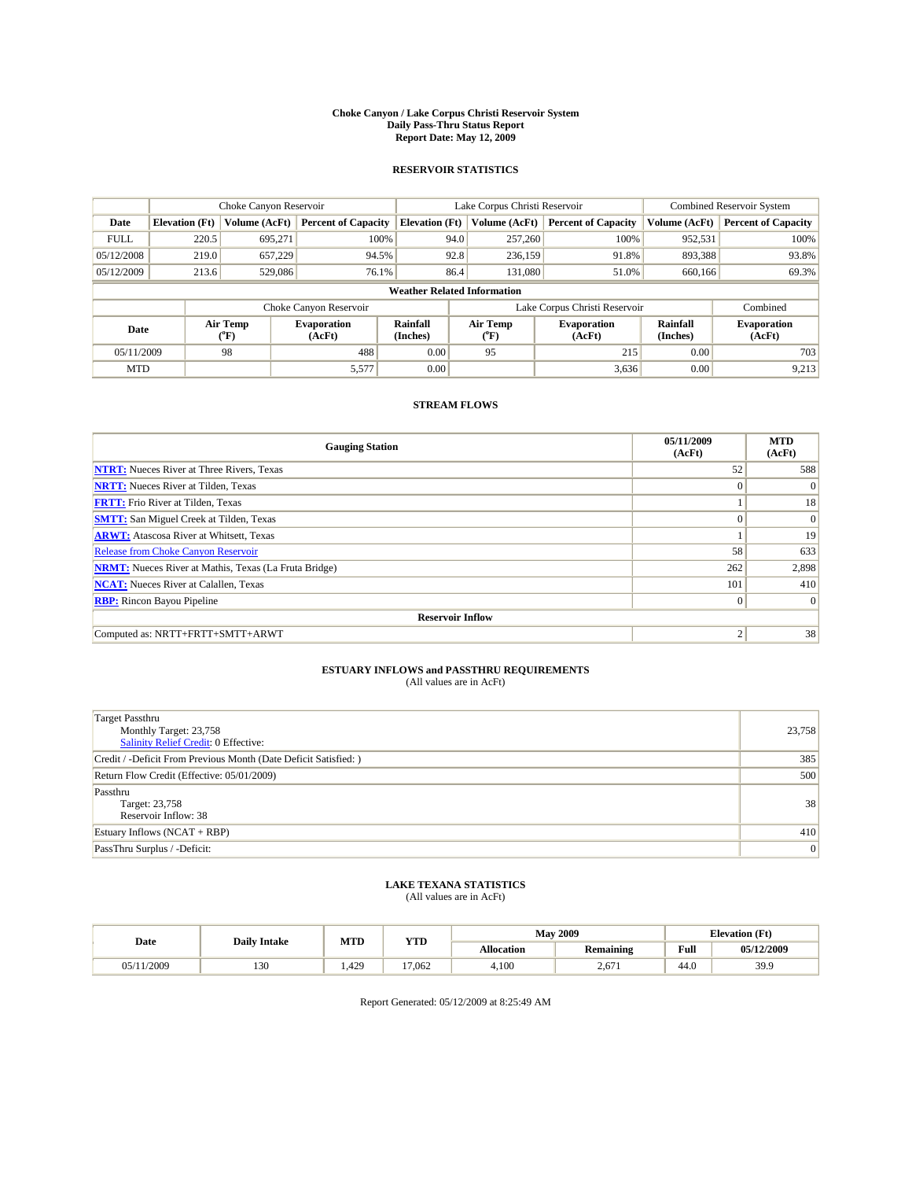# Choke Canyon / Lake Corpus Christi Reservoir System
## Daily Pass-Thru Status Report
## Report Date: May 12, 2009

### RESERVOIR STATISTICS

| | Choke Canyon Reservoir | | | Lake Corpus Christi Reservoir | | | Combined Reservoir System | |
|---|---|---|---|---|---|---|---|---|
| Date | Elevation (Ft) | Volume (AcFt) | Percent of Capacity | Elevation (Ft) | Volume (AcFt) | Percent of Capacity | Volume (AcFt) | Percent of Capacity |
| FULL | 220.5 | 695,271 | 100% | 94.0 | 257,260 | 100% | 952,531 | 100% |
| 05/12/2008 | 219.0 | 657,229 | 94.5% | 92.8 | 236,159 | 91.8% | 893,388 | 93.8% |
| 05/12/2009 | 213.6 | 529,086 | 76.1% | 86.4 | 131,080 | 51.0% | 660,166 | 69.3% |

**Weather Related Information**

| | Choke Canyon Reservoir | | | Lake Corpus Christi Reservoir | | | Combined |
|---|---|---|---|---|---|---|---|
| Date | Air Temp (°F) | Evaporation (AcFt) | Rainfall (Inches) | Air Temp (°F) | Evaporation (AcFt) | Rainfall (Inches) | Evaporation (AcFt) |
| 05/11/2009 | 98 | 488 | 0.00 | 95 | 215 | 0.00 | 703 |
| MTD | | 5,577 | 0.00 | | 3,636 | 0.00 | 9,213 |

### STREAM FLOWS

| Gauging Station | 05/11/2009 (AcFt) | MTD (AcFt) |
|---|---|---|
| **NTRT:** Nueces River at Three Rivers, Texas | 52 | 588 |
| **NRTT:** Nueces River at Tilden, Texas | 0 | 0 |
| **FRTT:** Frio River at Tilden, Texas | 1 | 18 |
| **SMTT:** San Miguel Creek at Tilden, Texas | 0 | 0 |
| **ARWT:** Atascosa River at Whitsett, Texas | 1 | 19 |
| Release from Choke Canyon Reservoir | 58 | 633 |
| **NRMT:** Nueces River at Mathis, Texas (La Fruta Bridge) | 262 | 2,898 |
| **NCAT:** Nueces River at Calallen, Texas | 101 | 410 |
| **RBP:** Rincon Bayou Pipeline | 0 | 0 |
| **Reservoir Inflow** | | |
| Computed as: NRTT+FRTT+SMTT+ARWT | 2 | 38 |

### ESTUARY INFLOWS and PASSTHRU REQUIREMENTS
(All values are in AcFt)

| | |
|---|---|
| Target Passthru<br>Monthly Target: 23,758<br>Salinity Relief Credit: 0 Effective: | 23,758 |
| Credit / -Deficit From Previous Month (Date Deficit Satisfied: ) | 385 |
| Return Flow Credit (Effective: 05/01/2009) | 500 |
| Passthru<br>Target: 23,758<br>Reservoir Inflow: 38 | 38 |
| Estuary Inflows (NCAT + RBP) | 410 |
| PassThru Surplus / -Deficit: | 0 |

### LAKE TEXANA STATISTICS
(All values are in AcFt)

| Date | Daily Intake | MTD | YTD | May 2009 | | Elevation (Ft) | |
|---|---|---|---|---|---|---|---|
| | | | | Allocation | Remaining | Full | 05/12/2009 |
| 05/11/2009 | 130 | 1,429 | 17,062 | 4,100 | 2,671 | 44.0 | 39.9 |

Report Generated: 05/12/2009 at 8:25:49 AM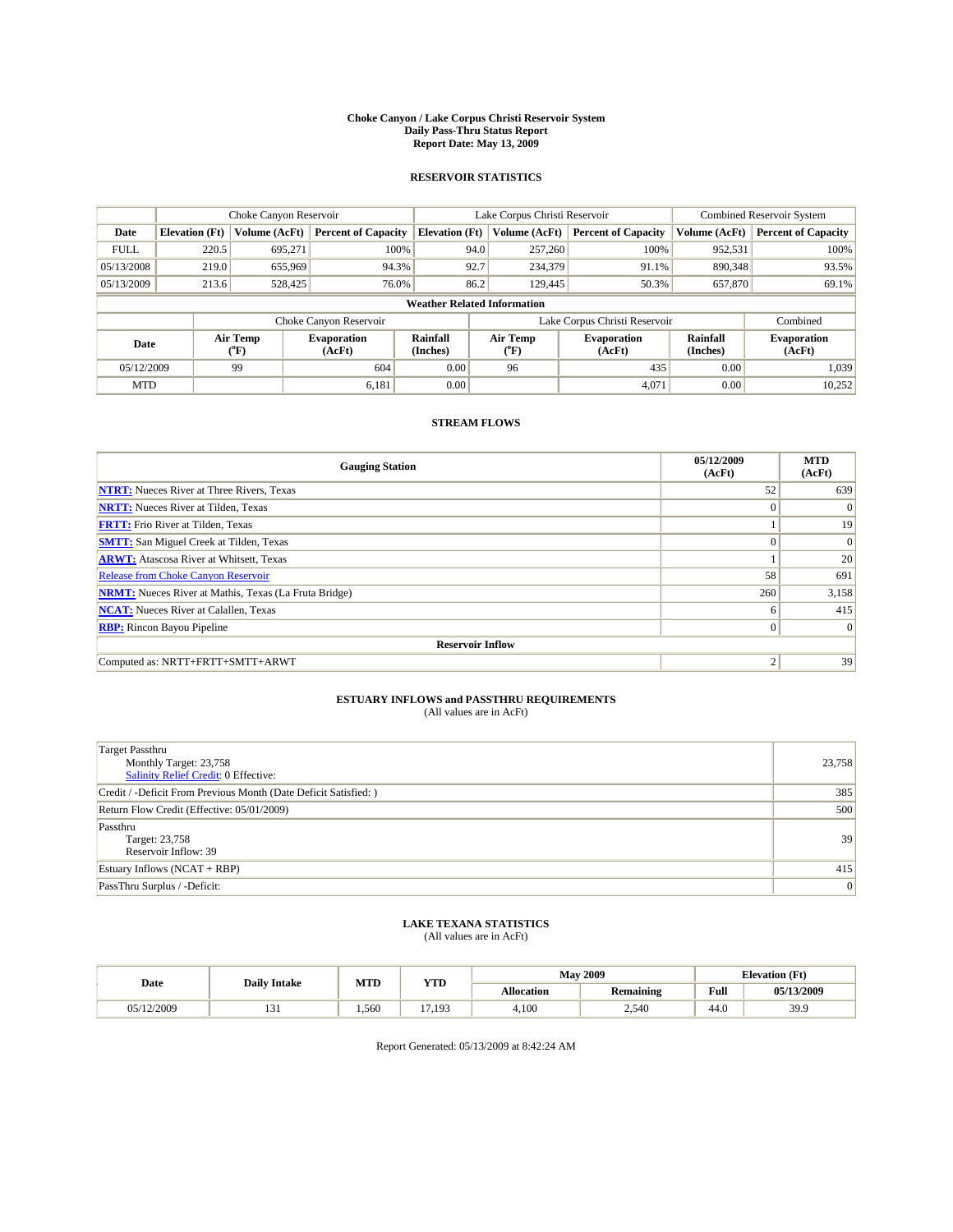**Choke Canyon / Lake Corpus Christi Reservoir System**
**Daily Pass-Thru Status Report**
**Report Date: May 13, 2009**

## RESERVOIR STATISTICS

| | Choke Canyon Reservoir | | | Lake Corpus Christi Reservoir | | | Combined Reservoir System | |
|---|---|---|---|---|---|---|---|---|
| **Date** | **Elevation (Ft)** | **Volume (AcFt)** | **Percent of Capacity** | **Elevation (Ft)** | **Volume (AcFt)** | **Percent of Capacity** | **Volume (AcFt)** | **Percent of Capacity** |
| FULL | 220.5 | 695,271 | 100% | 94.0 | 257,260 | 100% | 952,531 | 100% |
| 05/13/2008 | 219.0 | 655,969 | 94.3% | 92.7 | 234,379 | 91.1% | 890,348 | 93.5% |
| 05/13/2009 | 213.6 | 528,425 | 76.0% | 86.2 | 129,445 | 50.3% | 657,870 | 69.1% |

**Weather Related Information**

| | Choke Canyon Reservoir | | | Lake Corpus Christi Reservoir | | | Combined |
|---|---|---|---|---|---|---|---|
| **Date** | **Air Temp (°F)** | **Evaporation (AcFt)** | **Rainfall (Inches)** | **Air Temp (°F)** | **Evaporation (AcFt)** | **Rainfall (Inches)** | **Evaporation (AcFt)** |
| 05/12/2009 | 99 | 604 | 0.00 | 96 | 435 | 0.00 | 1,039 |
| MTD | | 6,181 | 0.00 | | 4,071 | 0.00 | 10,252 |

## STREAM FLOWS

| Gauging Station | 05/12/2009 (AcFt) | MTD (AcFt) |
|---|---|---|
| **NTRT:** Nueces River at Three Rivers, Texas | 52 | 639 |
| **NRTT:** Nueces River at Tilden, Texas | 0 | 0 |
| **FRTT:** Frio River at Tilden, Texas | 1 | 19 |
| **SMTT:** San Miguel Creek at Tilden, Texas | 0 | 0 |
| **ARWT:** Atascosa River at Whitsett, Texas | 1 | 20 |
| Release from Choke Canyon Reservoir | 58 | 691 |
| **NRMT:** Nueces River at Mathis, Texas (La Fruta Bridge) | 260 | 3,158 |
| **NCAT:** Nueces River at Calallen, Texas | 6 | 415 |
| **RBP:** Rincon Bayou Pipeline | 0 | 0 |
| **Reservoir Inflow** | | |
| Computed as: NRTT+FRTT+SMTT+ARWT | 2 | 39 |

## ESTUARY INFLOWS and PASSTHRU REQUIREMENTS

(All values are in AcFt)

| | |
|---|---|
| Target Passthru<br>Monthly Target: 23,758<br>Salinity Relief Credit: 0 Effective: | 23,758 |
| Credit / -Deficit From Previous Month (Date Deficit Satisfied: ) | 385 |
| Return Flow Credit (Effective: 05/01/2009) | 500 |
| Passthru<br>Target: 23,758<br>Reservoir Inflow: 39 | 39 |
| Estuary Inflows (NCAT + RBP) | 415 |
| PassThru Surplus / -Deficit: | 0 |

## LAKE TEXANA STATISTICS

(All values are in AcFt)

| Date | Daily Intake | MTD | YTD | May 2009 | | Elevation (Ft) | |
|---|---|---|---|---|---|---|---|
| | | | | **Allocation** | **Remaining** | **Full** | **05/13/2009** |
| 05/12/2009 | 131 | 1,560 | 17,193 | 4,100 | 2,540 | 44.0 | 39.9 |

Report Generated: 05/13/2009 at 8:42:24 AM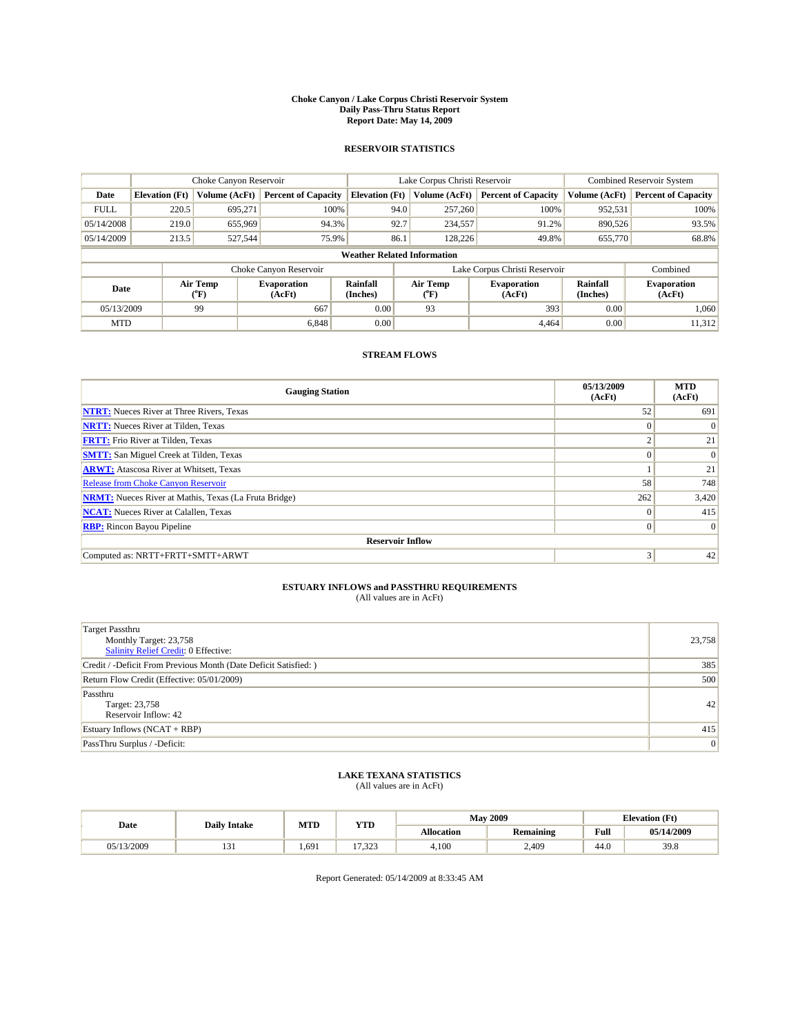# Choke Canyon / Lake Corpus Christi Reservoir System
## Daily Pass-Thru Status Report
### Report Date: May 14, 2009

## RESERVOIR STATISTICS

| | Choke Canyon Reservoir | | | Lake Corpus Christi Reservoir | | | Combined Reservoir System | |
|---|---|---|---|---|---|---|---|---|
| Date | Elevation (Ft) | Volume (AcFt) | Percent of Capacity | Elevation (Ft) | Volume (AcFt) | Percent of Capacity | Volume (AcFt) | Percent of Capacity |
| FULL | 220.5 | 695,271 | 100% | 94.0 | 257,260 | 100% | 952,531 | 100% |
| 05/14/2008 | 219.0 | 655,969 | 94.3% | 92.7 | 234,557 | 91.2% | 890,526 | 93.5% |
| 05/14/2009 | 213.5 | 527,544 | 75.9% | 86.1 | 128,226 | 49.8% | 655,770 | 68.8% |

**Weather Related Information**

| | Choke Canyon Reservoir | | | Lake Corpus Christi Reservoir | | | Combined |
|---|---|---|---|---|---|---|---|
| Date | Air Temp (°F) | Evaporation (AcFt) | Rainfall (Inches) | Air Temp (°F) | Evaporation (AcFt) | Rainfall (Inches) | Evaporation (AcFt) |
| 05/13/2009 | 99 | 667 | 0.00 | 93 | 393 | 0.00 | 1,060 |
| MTD | | 6,848 | 0.00 | | 4,464 | 0.00 | 11,312 |

## STREAM FLOWS

| Gauging Station | 05/13/2009 (AcFt) | MTD (AcFt) |
|---|---|---|
| NTRT: Nueces River at Three Rivers, Texas | 52 | 691 |
| NRTT: Nueces River at Tilden, Texas | 0 | 0 |
| FRTT: Frio River at Tilden, Texas | 2 | 21 |
| SMTT: San Miguel Creek at Tilden, Texas | 0 | 0 |
| ARWT: Atascosa River at Whitsett, Texas | 1 | 21 |
| Release from Choke Canyon Reservoir | 58 | 748 |
| NRMT: Nueces River at Mathis, Texas (La Fruta Bridge) | 262 | 3,420 |
| NCAT: Nueces River at Calallen, Texas | 0 | 415 |
| RBP: Rincon Bayou Pipeline | 0 | 0 |
| **Reservoir Inflow** | | |
| Computed as: NRTT+FRTT+SMTT+ARWT | 3 | 42 |

## ESTUARY INFLOWS and PASSTHRU REQUIREMENTS
(All values are in AcFt)

| | |
|---|---|
| Target Passthru<br>Monthly Target: 23,758<br>Salinity Relief Credit: 0 Effective: | 23,758 |
| Credit / -Deficit From Previous Month (Date Deficit Satisfied: ) | 385 |
| Return Flow Credit (Effective: 05/01/2009) | 500 |
| Passthru<br>Target: 23,758<br>Reservoir Inflow: 42 | 42 |
| Estuary Inflows (NCAT + RBP) | 415 |
| PassThru Surplus / -Deficit: | 0 |

## LAKE TEXANA STATISTICS
(All values are in AcFt)

| Date | Daily Intake | MTD | YTD | May 2009 | | Elevation (Ft) | |
|---|---|---|---|---|---|---|---|
| | | | | Allocation | Remaining | Full | 05/14/2009 |
| 05/13/2009 | 131 | 1,691 | 17,323 | 4,100 | 2,409 | 44.0 | 39.8 |

Report Generated: 05/14/2009 at 8:33:45 AM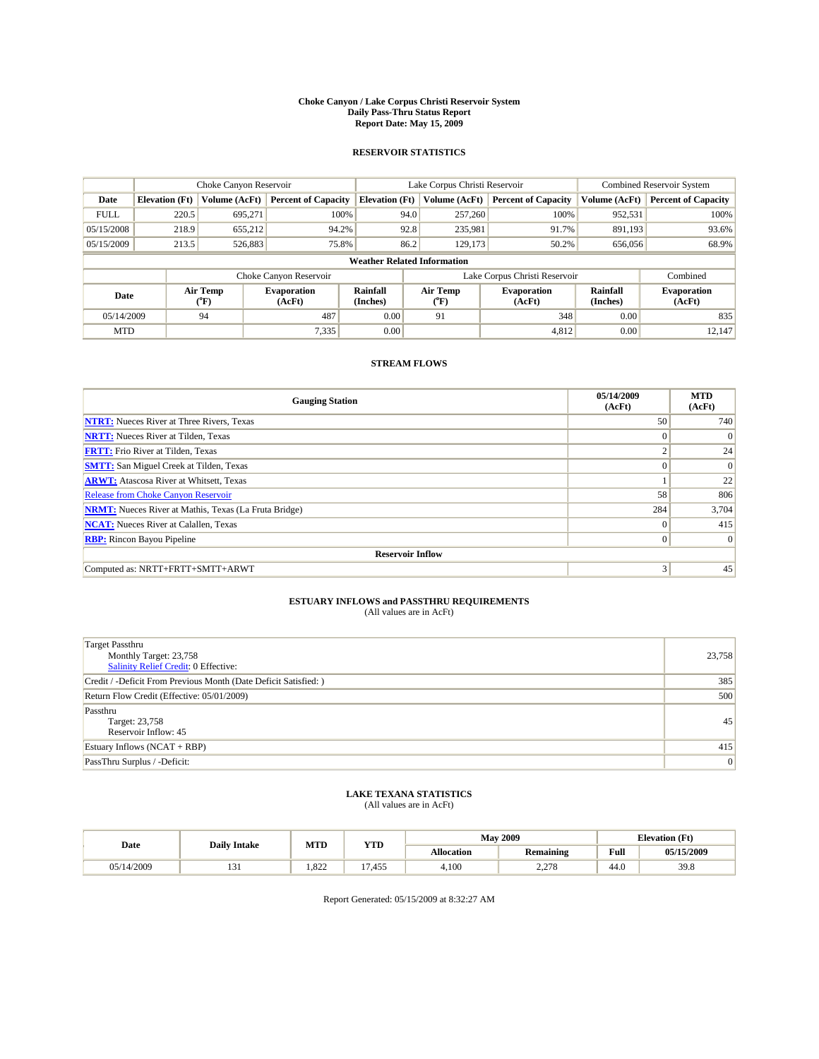# Choke Canyon / Lake Corpus Christi Reservoir System
## Daily Pass-Thru Status Report
### Report Date: May 15, 2009

## RESERVOIR STATISTICS

| | Choke Canyon Reservoir | | | Lake Corpus Christi Reservoir | | | Combined Reservoir System | |
|---|---|---|---|---|---|---|---|---|
| Date | Elevation (Ft) | Volume (AcFt) | Percent of Capacity | Elevation (Ft) | Volume (AcFt) | Percent of Capacity | Volume (AcFt) | Percent of Capacity |
| FULL | 220.5 | 695,271 | 100% | 94.0 | 257,260 | 100% | 952,531 | 100% |
| 05/15/2008 | 218.9 | 655,212 | 94.2% | 92.8 | 235,981 | 91.7% | 891,193 | 93.6% |
| 05/15/2009 | 213.5 | 526,883 | 75.8% | 86.2 | 129,173 | 50.2% | 656,056 | 68.9% |

**Weather Related Information**

| | Choke Canyon Reservoir | | | Lake Corpus Christi Reservoir | | | Combined |
|---|---|---|---|---|---|---|---|
| Date | Air Temp (°F) | Evaporation (AcFt) | Rainfall (Inches) | Air Temp (°F) | Evaporation (AcFt) | Rainfall (Inches) | Evaporation (AcFt) |
| 05/14/2009 | 94 | 487 | 0.00 | 91 | 348 | 0.00 | 835 |
| MTD | | 7,335 | 0.00 | | 4,812 | 0.00 | 12,147 |

## STREAM FLOWS

| Gauging Station | 05/14/2009 (AcFt) | MTD (AcFt) |
|---|---|---|
| NTRT: Nueces River at Three Rivers, Texas | 50 | 740 |
| NRTT: Nueces River at Tilden, Texas | 0 | 0 |
| FRTT: Frio River at Tilden, Texas | 2 | 24 |
| SMTT: San Miguel Creek at Tilden, Texas | 0 | 0 |
| ARWT: Atascosa River at Whitsett, Texas | 1 | 22 |
| Release from Choke Canyon Reservoir | 58 | 806 |
| NRMT: Nueces River at Mathis, Texas (La Fruta Bridge) | 284 | 3,704 |
| NCAT: Nueces River at Calallen, Texas | 0 | 415 |
| RBP: Rincon Bayou Pipeline | 0 | 0 |
| **Reservoir Inflow** | | |
| Computed as: NRTT+FRTT+SMTT+ARWT | 3 | 45 |

## ESTUARY INFLOWS and PASSTHRU REQUIREMENTS
(All values are in AcFt)

| | |
|---|---|
| Target Passthru<br>Monthly Target: 23,758<br>Salinity Relief Credit: 0 Effective: | 23,758 |
| Credit / -Deficit From Previous Month (Date Deficit Satisfied: ) | 385 |
| Return Flow Credit (Effective: 05/01/2009) | 500 |
| Passthru<br>Target: 23,758<br>Reservoir Inflow: 45 | 45 |
| Estuary Inflows (NCAT + RBP) | 415 |
| PassThru Surplus / -Deficit: | 0 |

## LAKE TEXANA STATISTICS
(All values are in AcFt)

| Date | Daily Intake | MTD | YTD | May 2009 | | Elevation (Ft) | |
|---|---|---|---|---|---|---|---|
| | | | | Allocation | Remaining | Full | 05/15/2009 |
| 05/14/2009 | 131 | 1,822 | 17,455 | 4,100 | 2,278 | 44.0 | 39.8 |

Report Generated: 05/15/2009 at 8:32:27 AM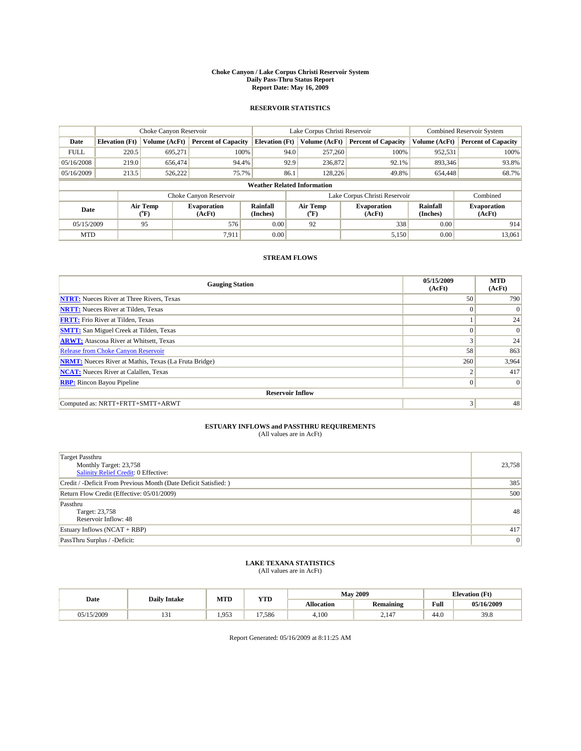# Choke Canyon / Lake Corpus Christi Reservoir System
## Daily Pass-Thru Status Report
## Report Date: May 16, 2009

### RESERVOIR STATISTICS

| | Choke Canyon Reservoir | | | Lake Corpus Christi Reservoir | | | Combined Reservoir System | |
|---|---|---|---|---|---|---|---|---|
| Date | Elevation (Ft) | Volume (AcFt) | Percent of Capacity | Elevation (Ft) | Volume (AcFt) | Percent of Capacity | Volume (AcFt) | Percent of Capacity |
| FULL | 220.5 | 695,271 | 100% | 94.0 | 257,260 | 100% | 952,531 | 100% |
| 05/16/2008 | 219.0 | 656,474 | 94.4% | 92.9 | 236,872 | 92.1% | 893,346 | 93.8% |
| 05/16/2009 | 213.5 | 526,222 | 75.7% | 86.1 | 128,226 | 49.8% | 654,448 | 68.7% |

**Weather Related Information**

| | Choke Canyon Reservoir | | | Lake Corpus Christi Reservoir | | | Combined |
|---|---|---|---|---|---|---|---|
| Date | Air Temp (°F) | Evaporation (AcFt) | Rainfall (Inches) | Air Temp (°F) | Evaporation (AcFt) | Rainfall (Inches) | Evaporation (AcFt) |
| 05/15/2009 | 95 | 576 | 0.00 | 92 | 338 | 0.00 | 914 |
| MTD | | 7,911 | 0.00 | | 5,150 | 0.00 | 13,061 |

### STREAM FLOWS

| Gauging Station | 05/15/2009 (AcFt) | MTD (AcFt) |
|---|---|---|
| NTRT: Nueces River at Three Rivers, Texas | 50 | 790 |
| NRTT: Nueces River at Tilden, Texas | 0 | 0 |
| FRTT: Frio River at Tilden, Texas | 1 | 24 |
| SMTT: San Miguel Creek at Tilden, Texas | 0 | 0 |
| ARWT: Atascosa River at Whitsett, Texas | 3 | 24 |
| Release from Choke Canyon Reservoir | 58 | 863 |
| NRMT: Nueces River at Mathis, Texas (La Fruta Bridge) | 260 | 3,964 |
| NCAT: Nueces River at Calallen, Texas | 2 | 417 |
| RBP: Rincon Bayou Pipeline | 0 | 0 |
| **Reservoir Inflow** | | |
| Computed as: NRTT+FRTT+SMTT+ARWT | 3 | 48 |

### ESTUARY INFLOWS and PASSTHRU REQUIREMENTS
(All values are in AcFt)

| | |
|---|---|
| Target Passthru<br>Monthly Target: 23,758<br>Salinity Relief Credit: 0 Effective: | 23,758 |
| Credit / -Deficit From Previous Month (Date Deficit Satisfied: ) | 385 |
| Return Flow Credit (Effective: 05/01/2009) | 500 |
| Passthru<br>Target: 23,758<br>Reservoir Inflow: 48 | 48 |
| Estuary Inflows (NCAT + RBP) | 417 |
| PassThru Surplus / -Deficit: | 0 |

### LAKE TEXANA STATISTICS
(All values are in AcFt)

| Date | Daily Intake | MTD | YTD | May 2009 | | Elevation (Ft) | |
|---|---|---|---|---|---|---|---|
| | | | | Allocation | Remaining | Full | 05/16/2009 |
| 05/15/2009 | 131 | 1,953 | 17,586 | 4,100 | 2,147 | 44.0 | 39.8 |

Report Generated: 05/16/2009 at 8:11:25 AM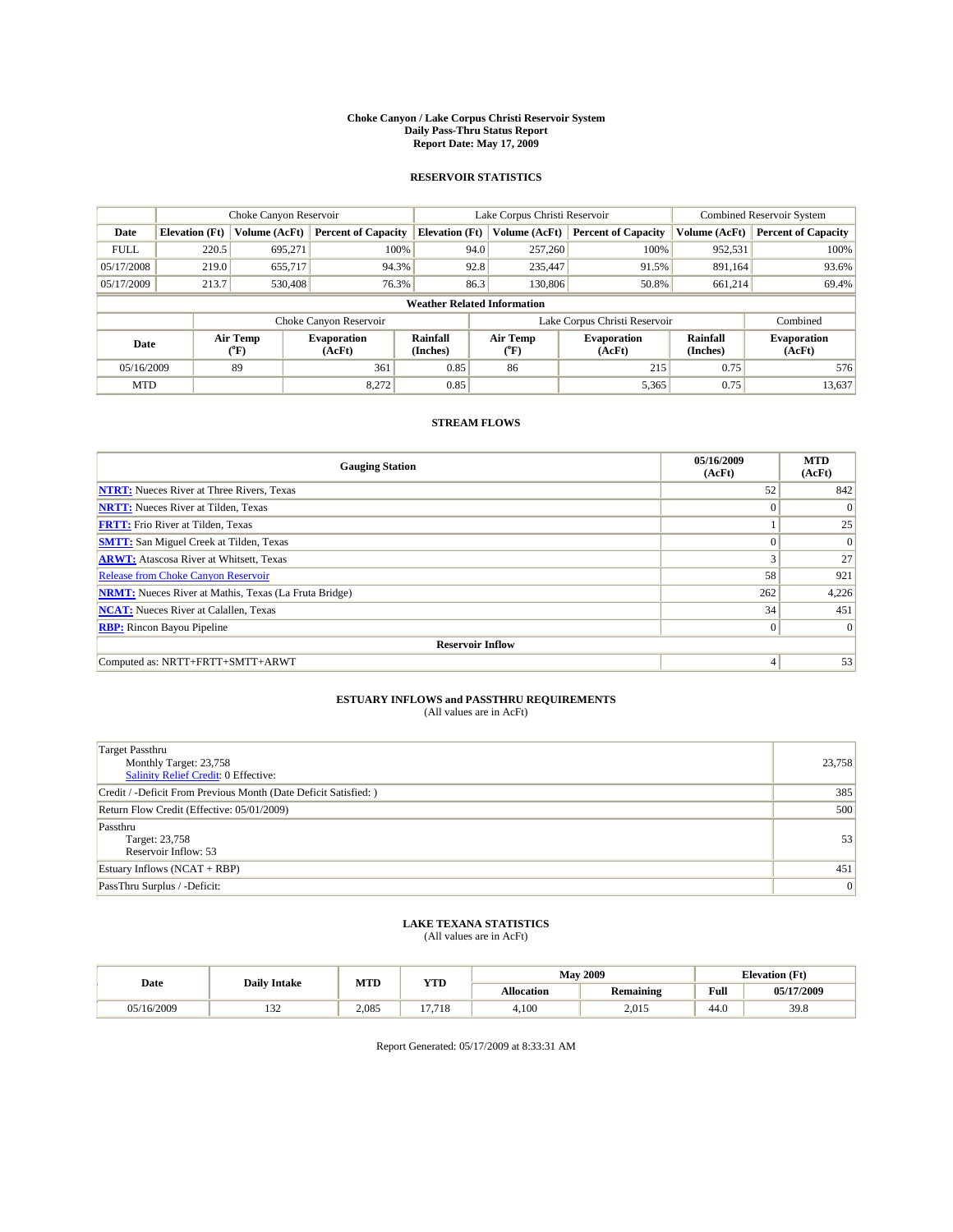# Choke Canyon / Lake Corpus Christi Reservoir System
## Daily Pass-Thru Status Report
## Report Date: May 17, 2009

### RESERVOIR STATISTICS

| | Choke Canyon Reservoir | | | Lake Corpus Christi Reservoir | | | Combined Reservoir System | |
|---|---|---|---|---|---|---|---|---|
| Date | Elevation (Ft) | Volume (AcFt) | Percent of Capacity | Elevation (Ft) | Volume (AcFt) | Percent of Capacity | Volume (AcFt) | Percent of Capacity |
| FULL | 220.5 | 695,271 | 100% | 94.0 | 257,260 | 100% | 952,531 | 100% |
| 05/17/2008 | 219.0 | 655,717 | 94.3% | 92.8 | 235,447 | 91.5% | 891,164 | 93.6% |
| 05/17/2009 | 213.7 | 530,408 | 76.3% | 86.3 | 130,806 | 50.8% | 661,214 | 69.4% |

**Weather Related Information**

| | Choke Canyon Reservoir | | | Lake Corpus Christi Reservoir | | | Combined |
|---|---|---|---|---|---|---|---|
| Date | Air Temp (°F) | Evaporation (AcFt) | Rainfall (Inches) | Air Temp (°F) | Evaporation (AcFt) | Rainfall (Inches) | Evaporation (AcFt) |
| 05/16/2009 | 89 | 361 | 0.85 | 86 | 215 | 0.75 | 576 |
| MTD | | 8,272 | 0.85 | | 5,365 | 0.75 | 13,637 |

### STREAM FLOWS

| Gauging Station | 05/16/2009 (AcFt) | MTD (AcFt) |
|---|---|---|
| NTRT: Nueces River at Three Rivers, Texas | 52 | 842 |
| NRTT: Nueces River at Tilden, Texas | 0 | 0 |
| FRTT: Frio River at Tilden, Texas | 1 | 25 |
| SMTT: San Miguel Creek at Tilden, Texas | 0 | 0 |
| ARWT: Atascosa River at Whitsett, Texas | 3 | 27 |
| Release from Choke Canyon Reservoir | 58 | 921 |
| NRMT: Nueces River at Mathis, Texas (La Fruta Bridge) | 262 | 4,226 |
| NCAT: Nueces River at Calallen, Texas | 34 | 451 |
| RBP: Rincon Bayou Pipeline | 0 | 0 |
| **Reservoir Inflow** | | |
| Computed as: NRTT+FRTT+SMTT+ARWT | 4 | 53 |

### ESTUARY INFLOWS and PASSTHRU REQUIREMENTS
(All values are in AcFt)

| | |
|---|---|
| Target Passthru<br>Monthly Target: 23,758<br>Salinity Relief Credit: 0 Effective: | 23,758 |
| Credit / -Deficit From Previous Month (Date Deficit Satisfied: ) | 385 |
| Return Flow Credit (Effective: 05/01/2009) | 500 |
| Passthru<br>Target: 23,758<br>Reservoir Inflow: 53 | 53 |
| Estuary Inflows (NCAT + RBP) | 451 |
| PassThru Surplus / -Deficit: | 0 |

### LAKE TEXANA STATISTICS
(All values are in AcFt)

| Date | Daily Intake | MTD | YTD | May 2009 | | Elevation (Ft) | |
|---|---|---|---|---|---|---|---|
| | | | | Allocation | Remaining | Full | 05/17/2009 |
| 05/16/2009 | 132 | 2,085 | 17,718 | 4,100 | 2,015 | 44.0 | 39.8 |

Report Generated: 05/17/2009 at 8:33:31 AM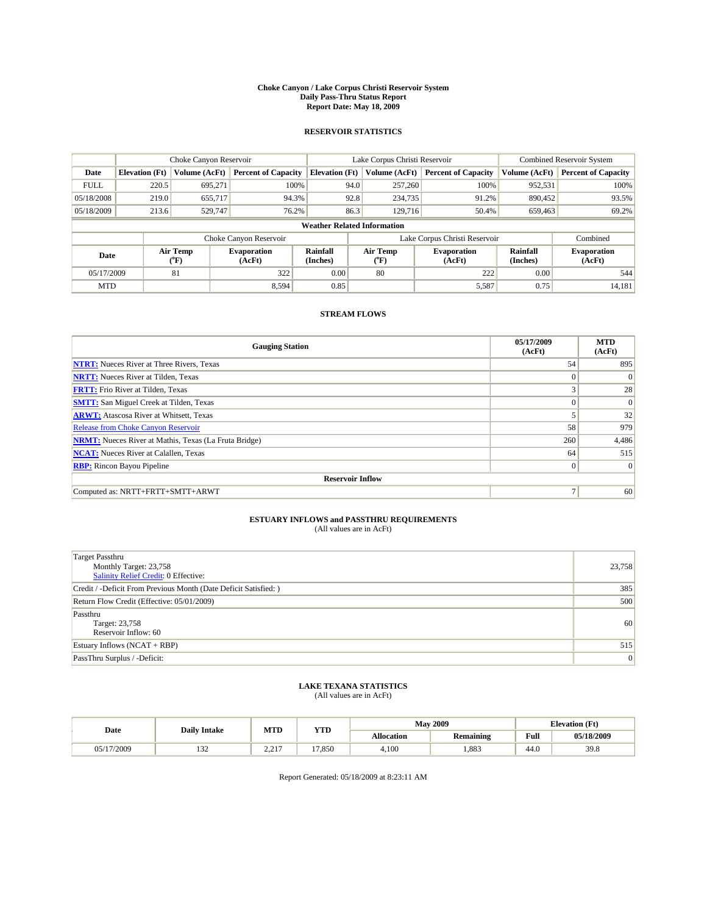**Choke Canyon / Lake Corpus Christi Reservoir System**
**Daily Pass-Thru Status Report**
**Report Date: May 18, 2009**

## RESERVOIR STATISTICS

| | Choke Canyon Reservoir | | | Lake Corpus Christi Reservoir | | | Combined Reservoir System | |
|---|---|---|---|---|---|---|---|---|
| Date | Elevation (Ft) | Volume (AcFt) | Percent of Capacity | Elevation (Ft) | Volume (AcFt) | Percent of Capacity | Volume (AcFt) | Percent of Capacity |
| FULL | 220.5 | 695,271 | 100% | 94.0 | 257,260 | 100% | 952,531 | 100% |
| 05/18/2008 | 219.0 | 655,717 | 94.3% | 92.8 | 234,735 | 91.2% | 890,452 | 93.5% |
| 05/18/2009 | 213.6 | 529,747 | 76.2% | 86.3 | 129,716 | 50.4% | 659,463 | 69.2% |

**Weather Related Information**

| | Choke Canyon Reservoir | | | Lake Corpus Christi Reservoir | | | Combined |
|---|---|---|---|---|---|---|---|
| Date | Air Temp (°F) | Evaporation (AcFt) | Rainfall (Inches) | Air Temp (°F) | Evaporation (AcFt) | Rainfall (Inches) | Evaporation (AcFt) |
| 05/17/2009 | 81 | 322 | 0.00 | 80 | 222 | 0.00 | 544 |
| MTD | | 8,594 | 0.85 | | 5,587 | 0.75 | 14,181 |

## STREAM FLOWS

| Gauging Station | 05/17/2009 (AcFt) | MTD (AcFt) |
|---|---|---|
| NTRT: Nueces River at Three Rivers, Texas | 54 | 895 |
| NRTT: Nueces River at Tilden, Texas | 0 | 0 |
| FRTT: Frio River at Tilden, Texas | 3 | 28 |
| SMTT: San Miguel Creek at Tilden, Texas | 0 | 0 |
| ARWT: Atascosa River at Whitsett, Texas | 5 | 32 |
| Release from Choke Canyon Reservoir | 58 | 979 |
| NRMT: Nueces River at Mathis, Texas (La Fruta Bridge) | 260 | 4,486 |
| NCAT: Nueces River at Calallen, Texas | 64 | 515 |
| RBP: Rincon Bayou Pipeline | 0 | 0 |
| **Reservoir Inflow** | | |
| Computed as: NRTT+FRTT+SMTT+ARWT | 7 | 60 |

## ESTUARY INFLOWS and PASSTHRU REQUIREMENTS
(All values are in AcFt)

| | |
|---|---|
| Target Passthru<br>Monthly Target: 23,758<br>Salinity Relief Credit: 0 Effective: | 23,758 |
| Credit / -Deficit From Previous Month (Date Deficit Satisfied: ) | 385 |
| Return Flow Credit (Effective: 05/01/2009) | 500 |
| Passthru<br>Target: 23,758<br>Reservoir Inflow: 60 | 60 |
| Estuary Inflows (NCAT + RBP) | 515 |
| PassThru Surplus / -Deficit: | 0 |

## LAKE TEXANA STATISTICS
(All values are in AcFt)

| Date | Daily Intake | MTD | YTD | May 2009 | | Elevation (Ft) | |
|---|---|---|---|---|---|---|---|
| | | | | Allocation | Remaining | Full | 05/18/2009 |
| 05/17/2009 | 132 | 2,217 | 17,850 | 4,100 | 1,883 | 44.0 | 39.8 |

Report Generated: 05/18/2009 at 8:23:11 AM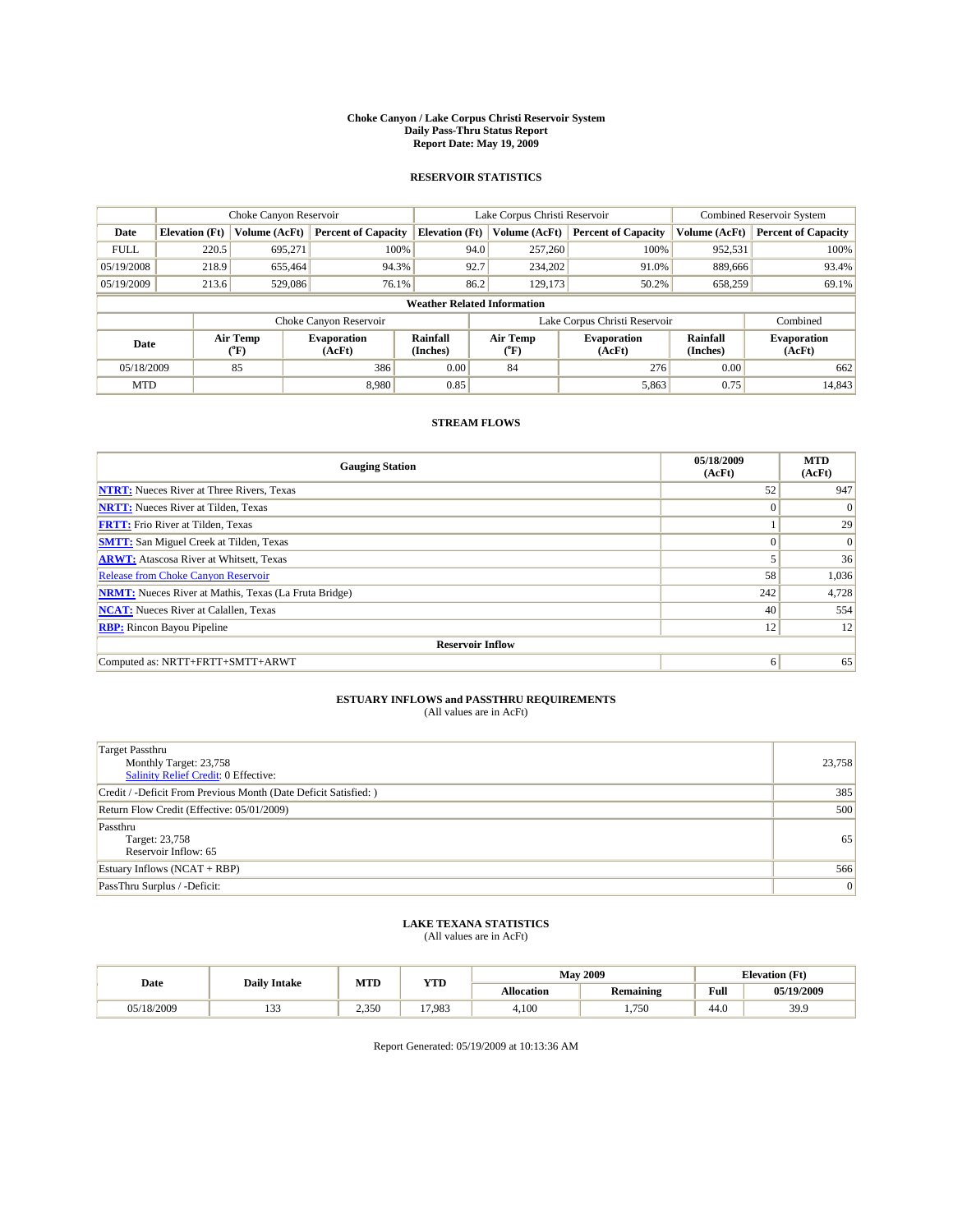# Choke Canyon / Lake Corpus Christi Reservoir System
## Daily Pass-Thru Status Report
### Report Date: May 19, 2009

## RESERVOIR STATISTICS

| | Choke Canyon Reservoir | | | Lake Corpus Christi Reservoir | | | Combined Reservoir System | |
|---|---|---|---|---|---|---|---|---|
| Date | Elevation (Ft) | Volume (AcFt) | Percent of Capacity | Elevation (Ft) | Volume (AcFt) | Percent of Capacity | Volume (AcFt) | Percent of Capacity |
| FULL | 220.5 | 695,271 | 100% | 94.0 | 257,260 | 100% | 952,531 | 100% |
| 05/19/2008 | 218.9 | 655,464 | 94.3% | 92.7 | 234,202 | 91.0% | 889,666 | 93.4% |
| 05/19/2009 | 213.6 | 529,086 | 76.1% | 86.2 | 129,173 | 50.2% | 658,259 | 69.1% |

**Weather Related Information**

| | Choke Canyon Reservoir | | | Lake Corpus Christi Reservoir | | | Combined |
|---|---|---|---|---|---|---|---|
| Date | Air Temp (°F) | Evaporation (AcFt) | Rainfall (Inches) | Air Temp (°F) | Evaporation (AcFt) | Rainfall (Inches) | Evaporation (AcFt) |
| 05/18/2009 | 85 | 386 | 0.00 | 84 | 276 | 0.00 | 662 |
| MTD | | 8,980 | 0.85 | | 5,863 | 0.75 | 14,843 |

## STREAM FLOWS

| Gauging Station | 05/18/2009 (AcFt) | MTD (AcFt) |
|---|---|---|
| NTRT: Nueces River at Three Rivers, Texas | 52 | 947 |
| NRTT: Nueces River at Tilden, Texas | 0 | 0 |
| FRTT: Frio River at Tilden, Texas | 1 | 29 |
| SMTT: San Miguel Creek at Tilden, Texas | 0 | 0 |
| ARWT: Atascosa River at Whitsett, Texas | 5 | 36 |
| Release from Choke Canyon Reservoir | 58 | 1,036 |
| NRMT: Nueces River at Mathis, Texas (La Fruta Bridge) | 242 | 4,728 |
| NCAT: Nueces River at Calallen, Texas | 40 | 554 |
| RBP: Rincon Bayou Pipeline | 12 | 12 |
| **Reservoir Inflow** | | |
| Computed as: NRTT+FRTT+SMTT+ARWT | 6 | 65 |

## ESTUARY INFLOWS and PASSTHRU REQUIREMENTS
(All values are in AcFt)

| | |
|---|---|
| Target Passthru<br>Monthly Target: 23,758<br>Salinity Relief Credit: 0 Effective: | 23,758 |
| Credit / -Deficit From Previous Month (Date Deficit Satisfied: ) | 385 |
| Return Flow Credit (Effective: 05/01/2009) | 500 |
| Passthru<br>Target: 23,758<br>Reservoir Inflow: 65 | 65 |
| Estuary Inflows (NCAT + RBP) | 566 |
| PassThru Surplus / -Deficit: | 0 |

## LAKE TEXANA STATISTICS
(All values are in AcFt)

| Date | Daily Intake | MTD | YTD | May 2009 | | Elevation (Ft) | |
|---|---|---|---|---|---|---|---|
| | | | | Allocation | Remaining | Full | 05/19/2009 |
| 05/18/2009 | 133 | 2,350 | 17,983 | 4,100 | 1,750 | 44.0 | 39.9 |

Report Generated: 05/19/2009 at 10:13:36 AM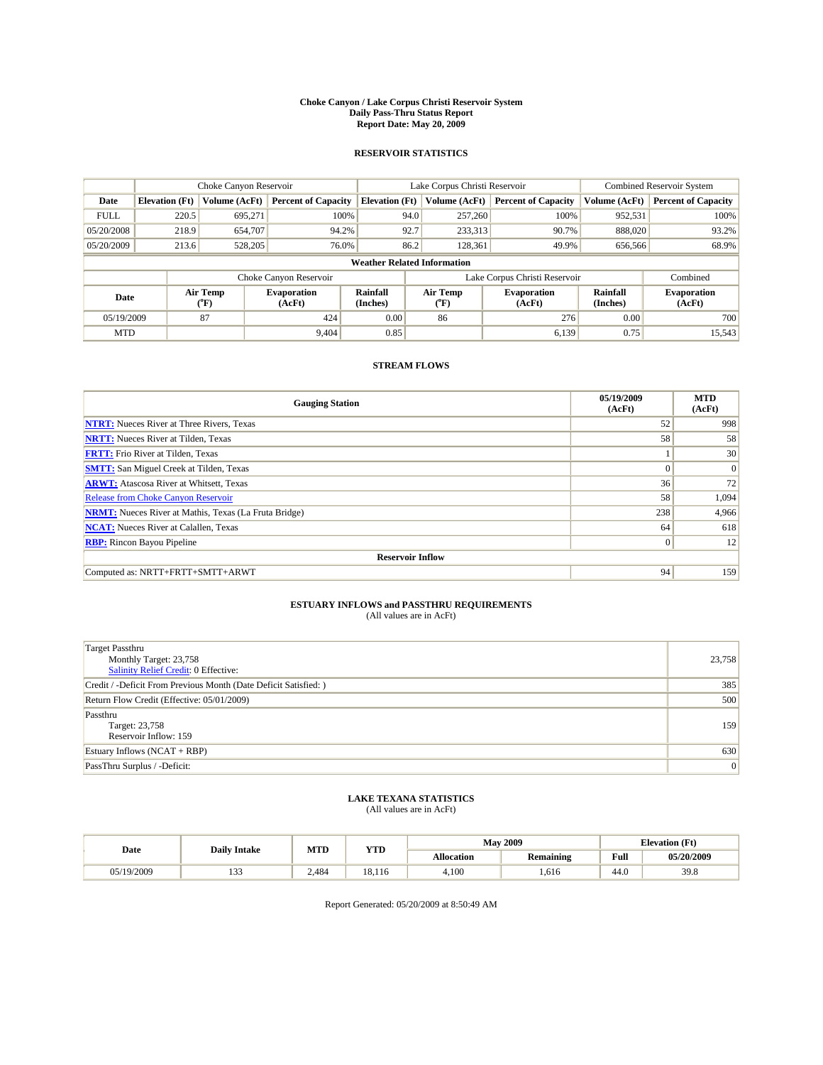# Choke Canyon / Lake Corpus Christi Reservoir System
## Daily Pass-Thru Status Report
## Report Date: May 20, 2009

### RESERVOIR STATISTICS

| | Choke Canyon Reservoir | | | Lake Corpus Christi Reservoir | | | Combined Reservoir System | |
|---|---|---|---|---|---|---|---|---|
| Date | Elevation (Ft) | Volume (AcFt) | Percent of Capacity | Elevation (Ft) | Volume (AcFt) | Percent of Capacity | Volume (AcFt) | Percent of Capacity |
| FULL | 220.5 | 695,271 | 100% | 94.0 | 257,260 | 100% | 952,531 | 100% |
| 05/20/2008 | 218.9 | 654,707 | 94.2% | 92.7 | 233,313 | 90.7% | 888,020 | 93.2% |
| 05/20/2009 | 213.6 | 528,205 | 76.0% | 86.2 | 128,361 | 49.9% | 656,566 | 68.9% |

**Weather Related Information**

| | Choke Canyon Reservoir | | | Lake Corpus Christi Reservoir | | | Combined |
|---|---|---|---|---|---|---|---|
| Date | Air Temp (°F) | Evaporation (AcFt) | Rainfall (Inches) | Air Temp (°F) | Evaporation (AcFt) | Rainfall (Inches) | Evaporation (AcFt) |
| 05/19/2009 | 87 | 424 | 0.00 | 86 | 276 | 0.00 | 700 |
| MTD | | 9,404 | 0.85 | | 6,139 | 0.75 | 15,543 |

### STREAM FLOWS

| Gauging Station | 05/19/2009 (AcFt) | MTD (AcFt) |
|---|---|---|
| NTRT: Nueces River at Three Rivers, Texas | 52 | 998 |
| NRTT: Nueces River at Tilden, Texas | 58 | 58 |
| FRTT: Frio River at Tilden, Texas | 1 | 30 |
| SMTT: San Miguel Creek at Tilden, Texas | 0 | 0 |
| ARWT: Atascosa River at Whitsett, Texas | 36 | 72 |
| Release from Choke Canyon Reservoir | 58 | 1,094 |
| NRMT: Nueces River at Mathis, Texas (La Fruta Bridge) | 238 | 4,966 |
| NCAT: Nueces River at Calallen, Texas | 64 | 618 |
| RBP: Rincon Bayou Pipeline | 0 | 12 |
| **Reservoir Inflow** | | |
| Computed as: NRTT+FRTT+SMTT+ARWT | 94 | 159 |

### ESTUARY INFLOWS and PASSTHRU REQUIREMENTS
(All values are in AcFt)

| | |
|---|---|
| Target Passthru<br>Monthly Target: 23,758<br>Salinity Relief Credit: 0 Effective: | 23,758 |
| Credit / -Deficit From Previous Month (Date Deficit Satisfied: ) | 385 |
| Return Flow Credit (Effective: 05/01/2009) | 500 |
| Passthru<br>Target: 23,758<br>Reservoir Inflow: 159 | 159 |
| Estuary Inflows (NCAT + RBP) | 630 |
| PassThru Surplus / -Deficit: | 0 |

### LAKE TEXANA STATISTICS
(All values are in AcFt)

| Date | Daily Intake | MTD | YTD | May 2009 | | Elevation (Ft) | |
|---|---|---|---|---|---|---|---|
| | | | | Allocation | Remaining | Full | 05/20/2009 |
| 05/19/2009 | 133 | 2,484 | 18,116 | 4,100 | 1,616 | 44.0 | 39.8 |

Report Generated: 05/20/2009 at 8:50:49 AM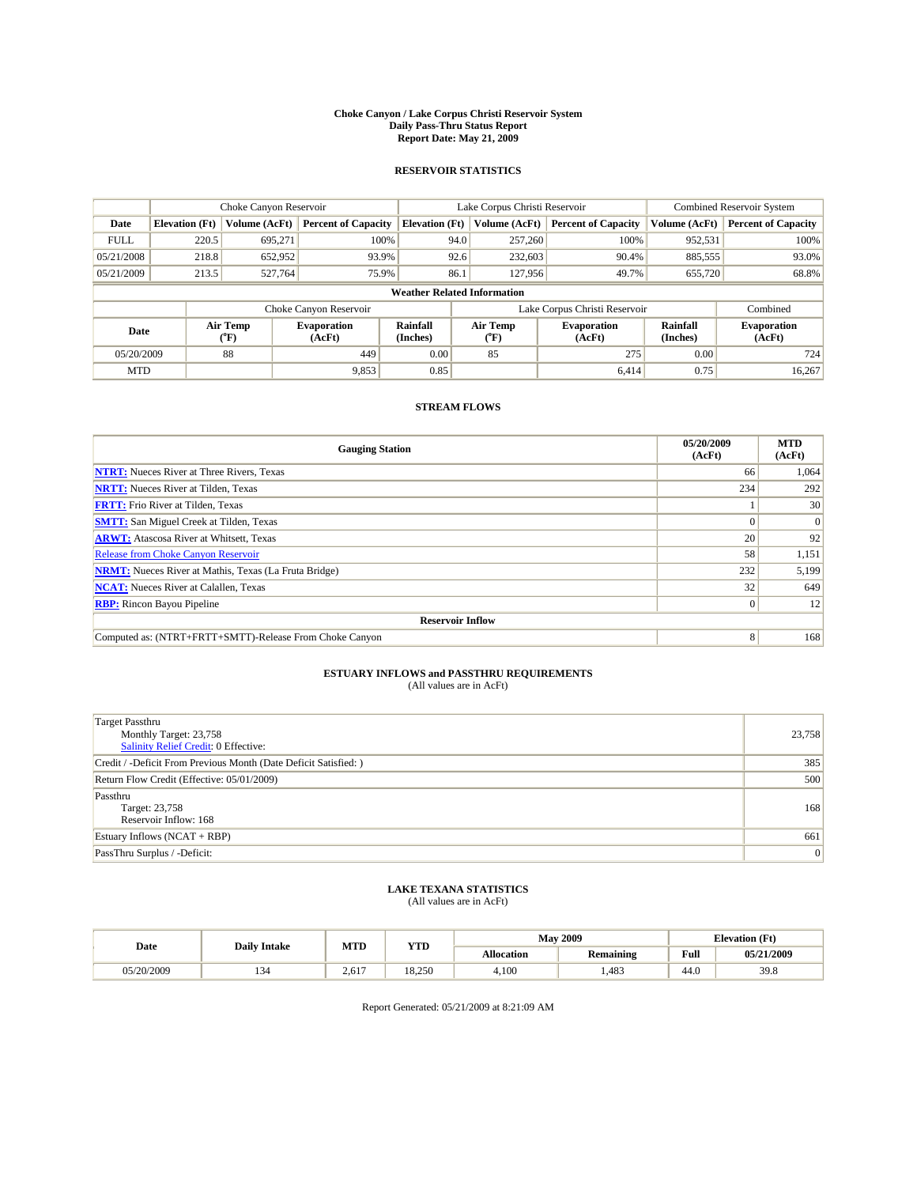# Choke Canyon / Lake Corpus Christi Reservoir System
## Daily Pass-Thru Status Report
## Report Date: May 21, 2009

### RESERVOIR STATISTICS

| | Choke Canyon Reservoir | | | Lake Corpus Christi Reservoir | | | Combined Reservoir System | |
|---|---|---|---|---|---|---|---|---|
| Date | Elevation (Ft) | Volume (AcFt) | Percent of Capacity | Elevation (Ft) | Volume (AcFt) | Percent of Capacity | Volume (AcFt) | Percent of Capacity |
| FULL | 220.5 | 695,271 | 100% | 94.0 | 257,260 | 100% | 952,531 | 100% |
| 05/21/2008 | 218.8 | 652,952 | 93.9% | 92.6 | 232,603 | 90.4% | 885,555 | 93.0% |
| 05/21/2009 | 213.5 | 527,764 | 75.9% | 86.1 | 127,956 | 49.7% | 655,720 | 68.8% |

**Weather Related Information**

| | Choke Canyon Reservoir | | | Lake Corpus Christi Reservoir | | | Combined |
|---|---|---|---|---|---|---|---|
| Date | Air Temp (°F) | Evaporation (AcFt) | Rainfall (Inches) | Air Temp (°F) | Evaporation (AcFt) | Rainfall (Inches) | Evaporation (AcFt) |
| 05/20/2009 | 88 | 449 | 0.00 | 85 | 275 | 0.00 | 724 |
| MTD | | 9,853 | 0.85 | | 6,414 | 0.75 | 16,267 |

### STREAM FLOWS

| Gauging Station | 05/20/2009 (AcFt) | MTD (AcFt) |
|---|---|---|
| NTRT: Nueces River at Three Rivers, Texas | 66 | 1,064 |
| NRTT: Nueces River at Tilden, Texas | 234 | 292 |
| FRTT: Frio River at Tilden, Texas | 1 | 30 |
| SMTT: San Miguel Creek at Tilden, Texas | 0 | 0 |
| ARWT: Atascosa River at Whitsett, Texas | 20 | 92 |
| Release from Choke Canyon Reservoir | 58 | 1,151 |
| NRMT: Nueces River at Mathis, Texas (La Fruta Bridge) | 232 | 5,199 |
| NCAT: Nueces River at Calallen, Texas | 32 | 649 |
| RBP: Rincon Bayou Pipeline | 0 | 12 |
| **Reservoir Inflow** | | |
| Computed as: (NTRT+FRTT+SMTT)-Release From Choke Canyon | 8 | 168 |

### ESTUARY INFLOWS and PASSTHRU REQUIREMENTS
(All values are in AcFt)

| | |
|---|---|
| Target Passthru<br>Monthly Target: 23,758<br>Salinity Relief Credit: 0 Effective: | 23,758 |
| Credit / -Deficit From Previous Month (Date Deficit Satisfied: ) | 385 |
| Return Flow Credit (Effective: 05/01/2009) | 500 |
| Passthru<br>Target: 23,758<br>Reservoir Inflow: 168 | 168 |
| Estuary Inflows (NCAT + RBP) | 661 |
| PassThru Surplus / -Deficit: | 0 |

### LAKE TEXANA STATISTICS
(All values are in AcFt)

| Date | Daily Intake | MTD | YTD | May 2009 | | Elevation (Ft) | |
|---|---|---|---|---|---|---|---|
| | | | | Allocation | Remaining | Full | 05/21/2009 |
| 05/20/2009 | 134 | 2,617 | 18,250 | 4,100 | 1,483 | 44.0 | 39.8 |

Report Generated: 05/21/2009 at 8:21:09 AM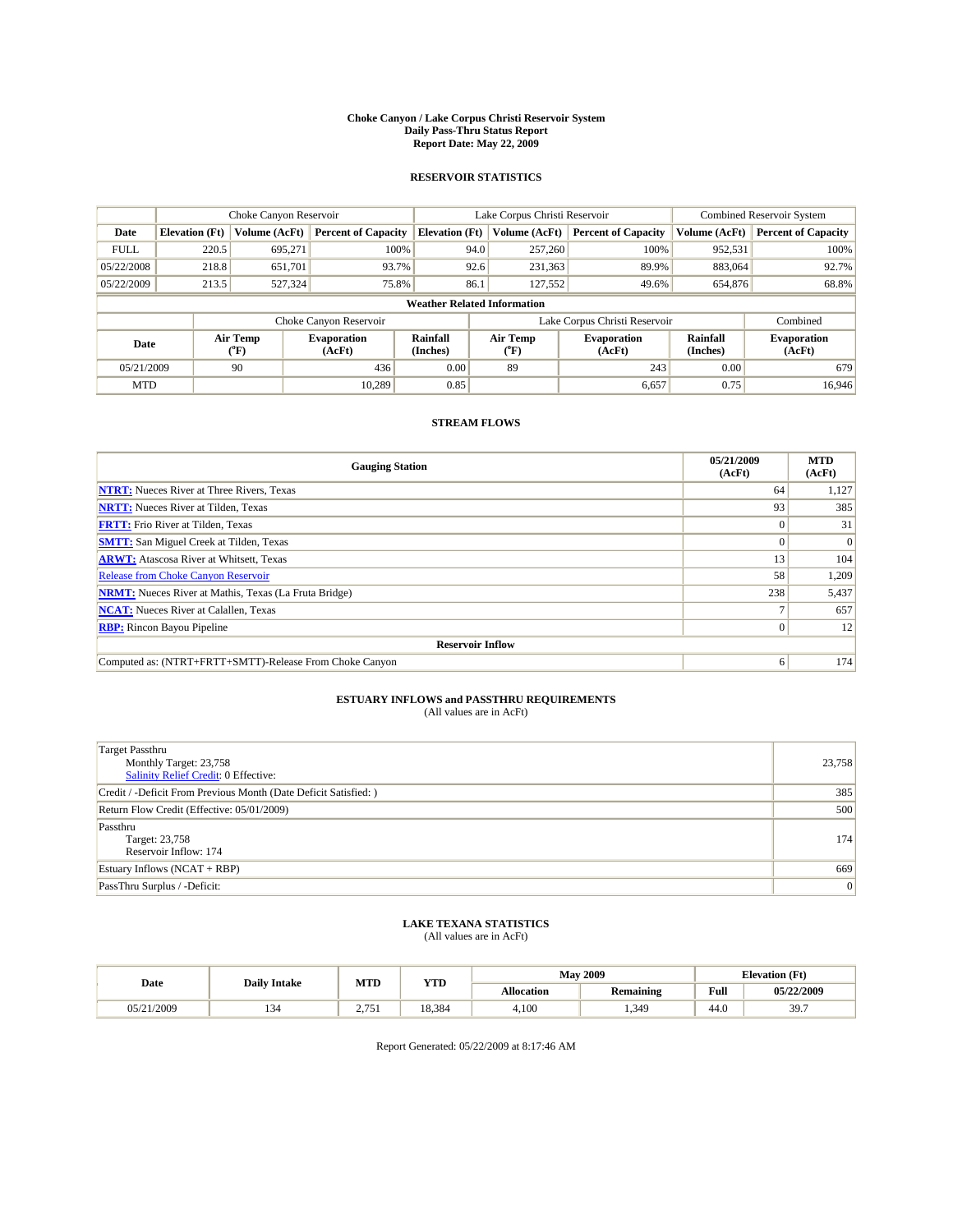# Choke Canyon / Lake Corpus Christi Reservoir System
## Daily Pass-Thru Status Report
## Report Date: May 22, 2009

### RESERVOIR STATISTICS

| | Choke Canyon Reservoir | | | Lake Corpus Christi Reservoir | | | Combined Reservoir System | |
|---|---|---|---|---|---|---|---|---|
| Date | Elevation (Ft) | Volume (AcFt) | Percent of Capacity | Elevation (Ft) | Volume (AcFt) | Percent of Capacity | Volume (AcFt) | Percent of Capacity |
| FULL | 220.5 | 695,271 | 100% | 94.0 | 257,260 | 100% | 952,531 | 100% |
| 05/22/2008 | 218.8 | 651,701 | 93.7% | 92.6 | 231,363 | 89.9% | 883,064 | 92.7% |
| 05/22/2009 | 213.5 | 527,324 | 75.8% | 86.1 | 127,552 | 49.6% | 654,876 | 68.8% |

**Weather Related Information**

| | Choke Canyon Reservoir | | | Lake Corpus Christi Reservoir | | | Combined |
|---|---|---|---|---|---|---|---|
| Date | Air Temp (°F) | Evaporation (AcFt) | Rainfall (Inches) | Air Temp (°F) | Evaporation (AcFt) | Rainfall (Inches) | Evaporation (AcFt) |
| 05/21/2009 | 90 | 436 | 0.00 | 89 | 243 | 0.00 | 679 |
| MTD | | 10,289 | 0.85 | | 6,657 | 0.75 | 16,946 |

### STREAM FLOWS

| Gauging Station | 05/21/2009 (AcFt) | MTD (AcFt) |
|---|---|---|
| NTRT: Nueces River at Three Rivers, Texas | 64 | 1,127 |
| NRTT: Nueces River at Tilden, Texas | 93 | 385 |
| FRTT: Frio River at Tilden, Texas | 0 | 31 |
| SMTT: San Miguel Creek at Tilden, Texas | 0 | 0 |
| ARWT: Atascosa River at Whitsett, Texas | 13 | 104 |
| Release from Choke Canyon Reservoir | 58 | 1,209 |
| NRMT: Nueces River at Mathis, Texas (La Fruta Bridge) | 238 | 5,437 |
| NCAT: Nueces River at Calallen, Texas | 7 | 657 |
| RBP: Rincon Bayou Pipeline | 0 | 12 |
| **Reservoir Inflow** | | |
| Computed as: (NTRT+FRTT+SMTT)-Release From Choke Canyon | 6 | 174 |

### ESTUARY INFLOWS and PASSTHRU REQUIREMENTS
(All values are in AcFt)

| | |
|---|---|
| Target Passthru<br>Monthly Target: 23,758<br>Salinity Relief Credit: 0 Effective: | 23,758 |
| Credit / -Deficit From Previous Month (Date Deficit Satisfied: ) | 385 |
| Return Flow Credit (Effective: 05/01/2009) | 500 |
| Passthru<br>Target: 23,758<br>Reservoir Inflow: 174 | 174 |
| Estuary Inflows (NCAT + RBP) | 669 |
| PassThru Surplus / -Deficit: | 0 |

### LAKE TEXANA STATISTICS
(All values are in AcFt)

| Date | Daily Intake | MTD | YTD | May 2009 | | Elevation (Ft) | |
|---|---|---|---|---|---|---|---|
| | | | | Allocation | Remaining | Full | 05/22/2009 |
| 05/21/2009 | 134 | 2,751 | 18,384 | 4,100 | 1,349 | 44.0 | 39.7 |

Report Generated: 05/22/2009 at 8:17:46 AM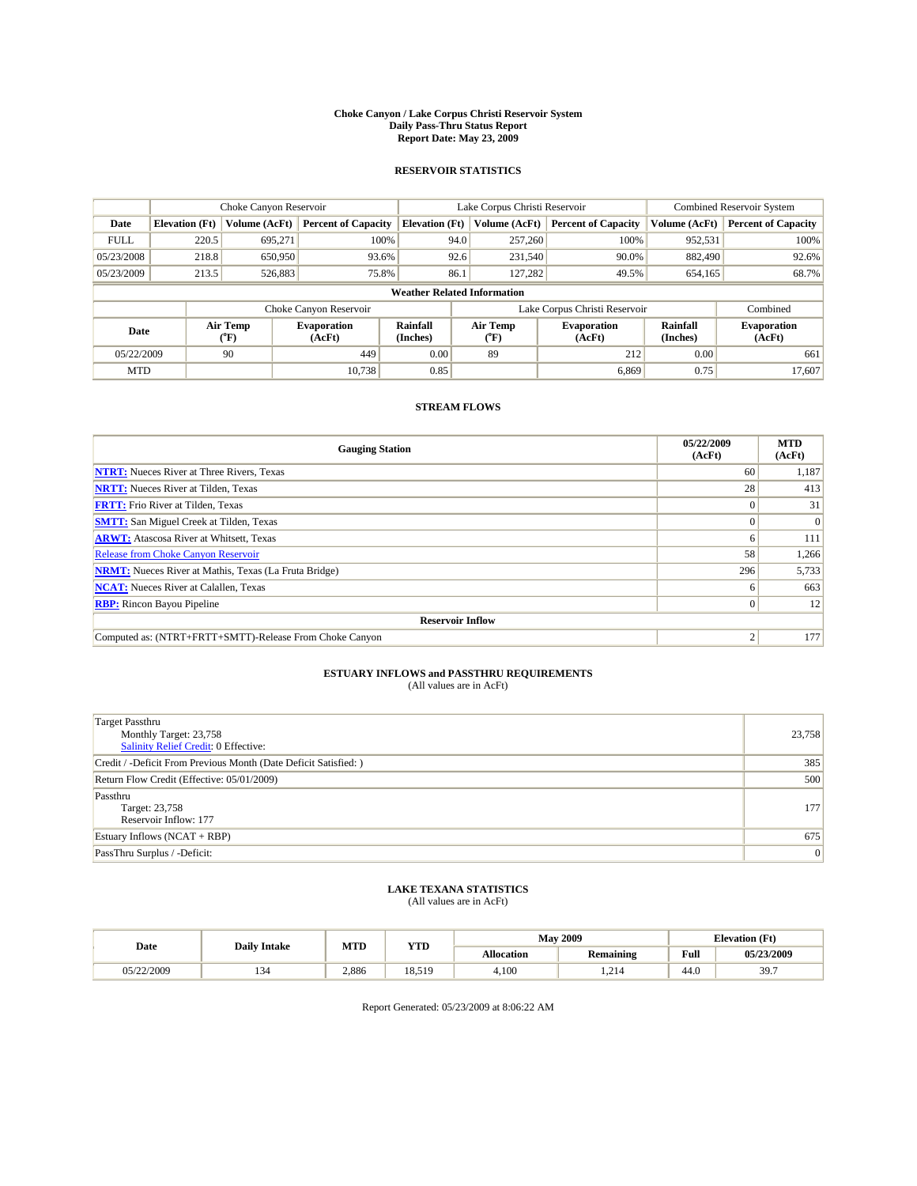# Choke Canyon / Lake Corpus Christi Reservoir System
## Daily Pass-Thru Status Report
## Report Date: May 23, 2009

### RESERVOIR STATISTICS

| | Choke Canyon Reservoir | | | Lake Corpus Christi Reservoir | | | Combined Reservoir System | |
|---|---|---|---|---|---|---|---|---|
| Date | Elevation (Ft) | Volume (AcFt) | Percent of Capacity | Elevation (Ft) | Volume (AcFt) | Percent of Capacity | Volume (AcFt) | Percent of Capacity |
| FULL | 220.5 | 695,271 | 100% | 94.0 | 257,260 | 100% | 952,531 | 100% |
| 05/23/2008 | 218.8 | 650,950 | 93.6% | 92.6 | 231,540 | 90.0% | 882,490 | 92.6% |
| 05/23/2009 | 213.5 | 526,883 | 75.8% | 86.1 | 127,282 | 49.5% | 654,165 | 68.7% |

**Weather Related Information**

| | Choke Canyon Reservoir | | | Lake Corpus Christi Reservoir | | | Combined |
|---|---|---|---|---|---|---|---|
| Date | Air Temp (°F) | Evaporation (AcFt) | Rainfall (Inches) | Air Temp (°F) | Evaporation (AcFt) | Rainfall (Inches) | Evaporation (AcFt) |
| 05/22/2009 | 90 | 449 | 0.00 | 89 | 212 | 0.00 | 661 |
| MTD | | 10,738 | 0.85 | | 6,869 | 0.75 | 17,607 |

### STREAM FLOWS

| Gauging Station | 05/22/2009 (AcFt) | MTD (AcFt) |
|---|---|---|
| NTRT: Nueces River at Three Rivers, Texas | 60 | 1,187 |
| NRTT: Nueces River at Tilden, Texas | 28 | 413 |
| FRTT: Frio River at Tilden, Texas | 0 | 31 |
| SMTT: San Miguel Creek at Tilden, Texas | 0 | 0 |
| ARWT: Atascosa River at Whitsett, Texas | 6 | 111 |
| Release from Choke Canyon Reservoir | 58 | 1,266 |
| NRMT: Nueces River at Mathis, Texas (La Fruta Bridge) | 296 | 5,733 |
| NCAT: Nueces River at Calallen, Texas | 6 | 663 |
| RBP: Rincon Bayou Pipeline | 0 | 12 |
| **Reservoir Inflow** | | |
| Computed as: (NTRT+FRTT+SMTT)-Release From Choke Canyon | 2 | 177 |

### ESTUARY INFLOWS and PASSTHRU REQUIREMENTS
(All values are in AcFt)

| | |
|---|---|
| Target Passthru<br>Monthly Target: 23,758<br>Salinity Relief Credit: 0 Effective: | 23,758 |
| Credit / -Deficit From Previous Month (Date Deficit Satisfied: ) | 385 |
| Return Flow Credit (Effective: 05/01/2009) | 500 |
| Passthru<br>Target: 23,758<br>Reservoir Inflow: 177 | 177 |
| Estuary Inflows (NCAT + RBP) | 675 |
| PassThru Surplus / -Deficit: | 0 |

### LAKE TEXANA STATISTICS
(All values are in AcFt)

| Date | Daily Intake | MTD | YTD | May 2009 | | Elevation (Ft) | |
|---|---|---|---|---|---|---|---|
| | | | | Allocation | Remaining | Full | 05/23/2009 |
| 05/22/2009 | 134 | 2,886 | 18,519 | 4,100 | 1,214 | 44.0 | 39.7 |

Report Generated: 05/23/2009 at 8:06:22 AM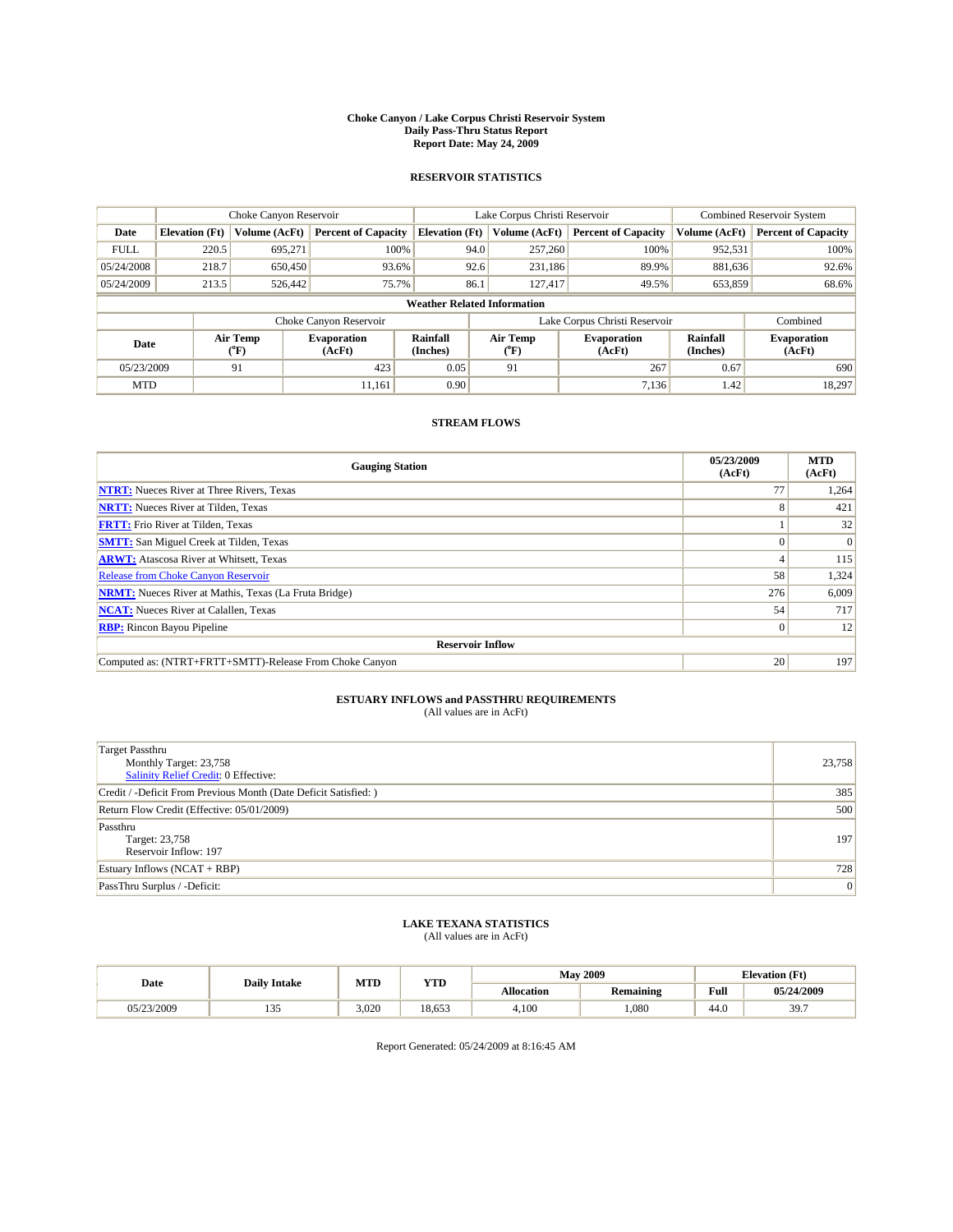# Choke Canyon / Lake Corpus Christi Reservoir System
## Daily Pass-Thru Status Report
### Report Date: May 24, 2009

## RESERVOIR STATISTICS

| | Choke Canyon Reservoir | | | Lake Corpus Christi Reservoir | | | Combined Reservoir System | |
|---|---|---|---|---|---|---|---|---|
| Date | Elevation (Ft) | Volume (AcFt) | Percent of Capacity | Elevation (Ft) | Volume (AcFt) | Percent of Capacity | Volume (AcFt) | Percent of Capacity |
| FULL | 220.5 | 695,271 | 100% | 94.0 | 257,260 | 100% | 952,531 | 100% |
| 05/24/2008 | 218.7 | 650,450 | 93.6% | 92.6 | 231,186 | 89.9% | 881,636 | 92.6% |
| 05/24/2009 | 213.5 | 526,442 | 75.7% | 86.1 | 127,417 | 49.5% | 653,859 | 68.6% |

**Weather Related Information**

| | Choke Canyon Reservoir | | | Lake Corpus Christi Reservoir | | | Combined |
|---|---|---|---|---|---|---|---|
| Date | Air Temp (°F) | Evaporation (AcFt) | Rainfall (Inches) | Air Temp (°F) | Evaporation (AcFt) | Rainfall (Inches) | Evaporation (AcFt) |
| 05/23/2009 | 91 | 423 | 0.05 | 91 | 267 | 0.67 | 690 |
| MTD | | 11,161 | 0.90 | | 7,136 | 1.42 | 18,297 |

## STREAM FLOWS

| Gauging Station | 05/23/2009 (AcFt) | MTD (AcFt) |
|---|---|---|
| NTRT: Nueces River at Three Rivers, Texas | 77 | 1,264 |
| NRTT: Nueces River at Tilden, Texas | 8 | 421 |
| FRTT: Frio River at Tilden, Texas | 1 | 32 |
| SMTT: San Miguel Creek at Tilden, Texas | 0 | 0 |
| ARWT: Atascosa River at Whitsett, Texas | 4 | 115 |
| Release from Choke Canyon Reservoir | 58 | 1,324 |
| NRMT: Nueces River at Mathis, Texas (La Fruta Bridge) | 276 | 6,009 |
| NCAT: Nueces River at Calallen, Texas | 54 | 717 |
| RBP: Rincon Bayou Pipeline | 0 | 12 |
| **Reservoir Inflow** | | |
| Computed as: (NTRT+FRTT+SMTT)-Release From Choke Canyon | 20 | 197 |

## ESTUARY INFLOWS and PASSTHRU REQUIREMENTS
(All values are in AcFt)

| | |
|---|---|
| Target Passthru<br>Monthly Target: 23,758<br>Salinity Relief Credit: 0 Effective: | 23,758 |
| Credit / -Deficit From Previous Month (Date Deficit Satisfied: ) | 385 |
| Return Flow Credit (Effective: 05/01/2009) | 500 |
| Passthru<br>Target: 23,758<br>Reservoir Inflow: 197 | 197 |
| Estuary Inflows (NCAT + RBP) | 728 |
| PassThru Surplus / -Deficit: | 0 |

## LAKE TEXANA STATISTICS
(All values are in AcFt)

| Date | Daily Intake | MTD | YTD | May 2009 | | Elevation (Ft) | |
|---|---|---|---|---|---|---|---|
| | | | | Allocation | Remaining | Full | 05/24/2009 |
| 05/23/2009 | 135 | 3,020 | 18,653 | 4,100 | 1,080 | 44.0 | 39.7 |

Report Generated: 05/24/2009 at 8:16:45 AM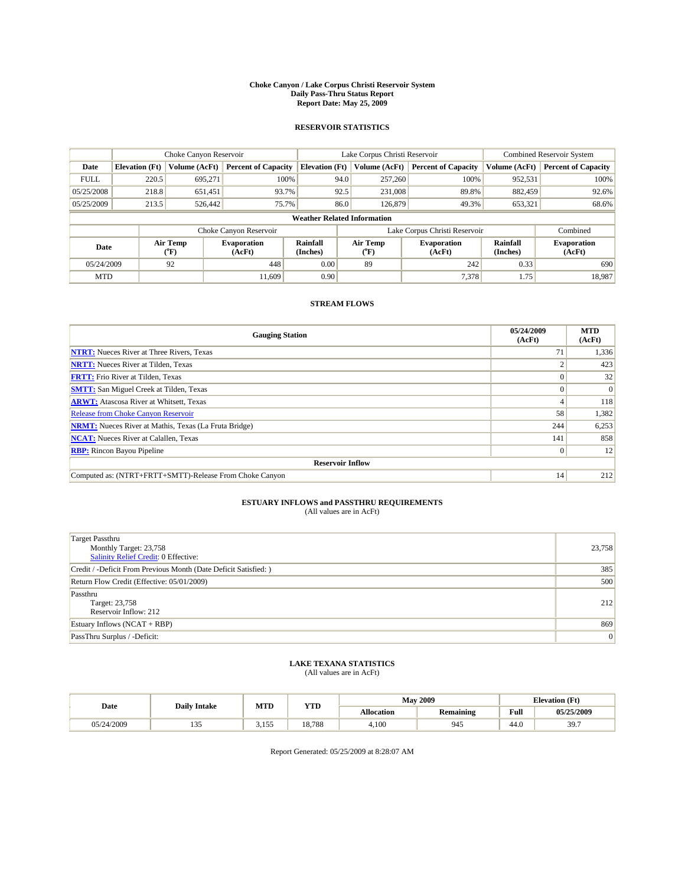# Choke Canyon / Lake Corpus Christi Reservoir System
## Daily Pass-Thru Status Report
## Report Date: May 25, 2009

### RESERVOIR STATISTICS

| | Choke Canyon Reservoir | | | Lake Corpus Christi Reservoir | | | Combined Reservoir System | |
|---|---|---|---|---|---|---|---|---|
| Date | Elevation (Ft) | Volume (AcFt) | Percent of Capacity | Elevation (Ft) | Volume (AcFt) | Percent of Capacity | Volume (AcFt) | Percent of Capacity |
| FULL | 220.5 | 695,271 | 100% | 94.0 | 257,260 | 100% | 952,531 | 100% |
| 05/25/2008 | 218.8 | 651,451 | 93.7% | 92.5 | 231,008 | 89.8% | 882,459 | 92.6% |
| 05/25/2009 | 213.5 | 526,442 | 75.7% | 86.0 | 126,879 | 49.3% | 653,321 | 68.6% |

**Weather Related Information**

| | Choke Canyon Reservoir | | | Lake Corpus Christi Reservoir | | | Combined |
|---|---|---|---|---|---|---|---|
| Date | Air Temp (°F) | Evaporation (AcFt) | Rainfall (Inches) | Air Temp (°F) | Evaporation (AcFt) | Rainfall (Inches) | Evaporation (AcFt) |
| 05/24/2009 | 92 | 448 | 0.00 | 89 | 242 | 0.33 | 690 |
| MTD | | 11,609 | 0.90 | | 7,378 | 1.75 | 18,987 |

### STREAM FLOWS

| Gauging Station | 05/24/2009 (AcFt) | MTD (AcFt) |
|---|---|---|
| NTRT: Nueces River at Three Rivers, Texas | 71 | 1,336 |
| NRTT: Nueces River at Tilden, Texas | 2 | 423 |
| FRTT: Frio River at Tilden, Texas | 0 | 32 |
| SMTT: San Miguel Creek at Tilden, Texas | 0 | 0 |
| ARWT: Atascosa River at Whitsett, Texas | 4 | 118 |
| Release from Choke Canyon Reservoir | 58 | 1,382 |
| NRMT: Nueces River at Mathis, Texas (La Fruta Bridge) | 244 | 6,253 |
| NCAT: Nueces River at Calallen, Texas | 141 | 858 |
| RBP: Rincon Bayou Pipeline | 0 | 12 |
| **Reservoir Inflow** | | |
| Computed as: (NTRT+FRTT+SMTT)-Release From Choke Canyon | 14 | 212 |

### ESTUARY INFLOWS and PASSTHRU REQUIREMENTS
(All values are in AcFt)

| | |
|---|---|
| Target Passthru<br>Monthly Target: 23,758<br>Salinity Relief Credit: 0 Effective: | 23,758 |
| Credit / -Deficit From Previous Month (Date Deficit Satisfied: ) | 385 |
| Return Flow Credit (Effective: 05/01/2009) | 500 |
| Passthru<br>Target: 23,758<br>Reservoir Inflow: 212 | 212 |
| Estuary Inflows (NCAT + RBP) | 869 |
| PassThru Surplus / -Deficit: | 0 |

### LAKE TEXANA STATISTICS
(All values are in AcFt)

| Date | Daily Intake | MTD | YTD | May 2009 | | Elevation (Ft) | |
|---|---|---|---|---|---|---|---|
| | | | | Allocation | Remaining | Full | 05/25/2009 |
| 05/24/2009 | 135 | 3,155 | 18,788 | 4,100 | 945 | 44.0 | 39.7 |

Report Generated: 05/25/2009 at 8:28:07 AM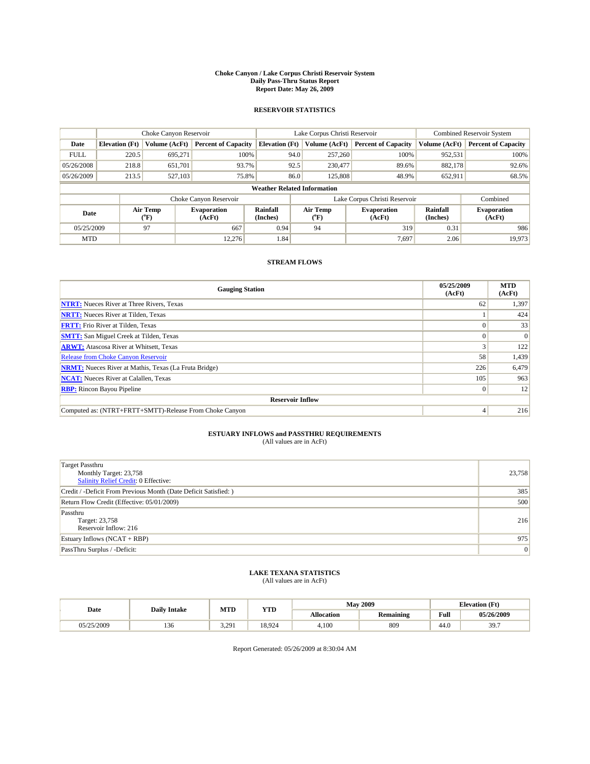# Choke Canyon / Lake Corpus Christi Reservoir System
## Daily Pass-Thru Status Report
## Report Date: May 26, 2009

### RESERVOIR STATISTICS

| | Choke Canyon Reservoir | | | Lake Corpus Christi Reservoir | | | Combined Reservoir System | |
|---|---|---|---|---|---|---|---|---|
| Date | Elevation (Ft) | Volume (AcFt) | Percent of Capacity | Elevation (Ft) | Volume (AcFt) | Percent of Capacity | Volume (AcFt) | Percent of Capacity |
| FULL | 220.5 | 695,271 | 100% | 94.0 | 257,260 | 100% | 952,531 | 100% |
| 05/26/2008 | 218.8 | 651,701 | 93.7% | 92.5 | 230,477 | 89.6% | 882,178 | 92.6% |
| 05/26/2009 | 213.5 | 527,103 | 75.8% | 86.0 | 125,808 | 48.9% | 652,911 | 68.5% |

**Weather Related Information**

| | Choke Canyon Reservoir | | | Lake Corpus Christi Reservoir | | | Combined |
|---|---|---|---|---|---|---|---|
| Date | Air Temp (°F) | Evaporation (AcFt) | Rainfall (Inches) | Air Temp (°F) | Evaporation (AcFt) | Rainfall (Inches) | Evaporation (AcFt) |
| 05/25/2009 | 97 | 667 | 0.94 | 94 | 319 | 0.31 | 986 |
| MTD | | 12,276 | 1.84 | | 7,697 | 2.06 | 19,973 |

### STREAM FLOWS

| Gauging Station | 05/25/2009 (AcFt) | MTD (AcFt) |
|---|---|---|
| **NTRT:** Nueces River at Three Rivers, Texas | 62 | 1,397 |
| **NRTT:** Nueces River at Tilden, Texas | 1 | 424 |
| **FRTT:** Frio River at Tilden, Texas | 0 | 33 |
| **SMTT:** San Miguel Creek at Tilden, Texas | 0 | 0 |
| **ARWT:** Atascosa River at Whitsett, Texas | 3 | 122 |
| Release from Choke Canyon Reservoir | 58 | 1,439 |
| **NRMT:** Nueces River at Mathis, Texas (La Fruta Bridge) | 226 | 6,479 |
| **NCAT:** Nueces River at Calallen, Texas | 105 | 963 |
| **RBP:** Rincon Bayou Pipeline | 0 | 12 |
| **Reservoir Inflow** | | |
| Computed as: (NTRT+FRTT+SMTT)-Release From Choke Canyon | 4 | 216 |

### ESTUARY INFLOWS and PASSTHRU REQUIREMENTS
(All values are in AcFt)

| | |
|---|---|
| Target Passthru<br>Monthly Target: 23,758<br>Salinity Relief Credit: 0 Effective: | 23,758 |
| Credit / -Deficit From Previous Month (Date Deficit Satisfied: ) | 385 |
| Return Flow Credit (Effective: 05/01/2009) | 500 |
| Passthru<br>Target: 23,758<br>Reservoir Inflow: 216 | 216 |
| Estuary Inflows (NCAT + RBP) | 975 |
| PassThru Surplus / -Deficit: | 0 |

### LAKE TEXANA STATISTICS
(All values are in AcFt)

| Date | Daily Intake | MTD | YTD | May 2009 | | Elevation (Ft) | |
|---|---|---|---|---|---|---|---|
| | | | | Allocation | Remaining | Full | 05/26/2009 |
| 05/25/2009 | 136 | 3,291 | 18,924 | 4,100 | 809 | 44.0 | 39.7 |

Report Generated: 05/26/2009 at 8:30:04 AM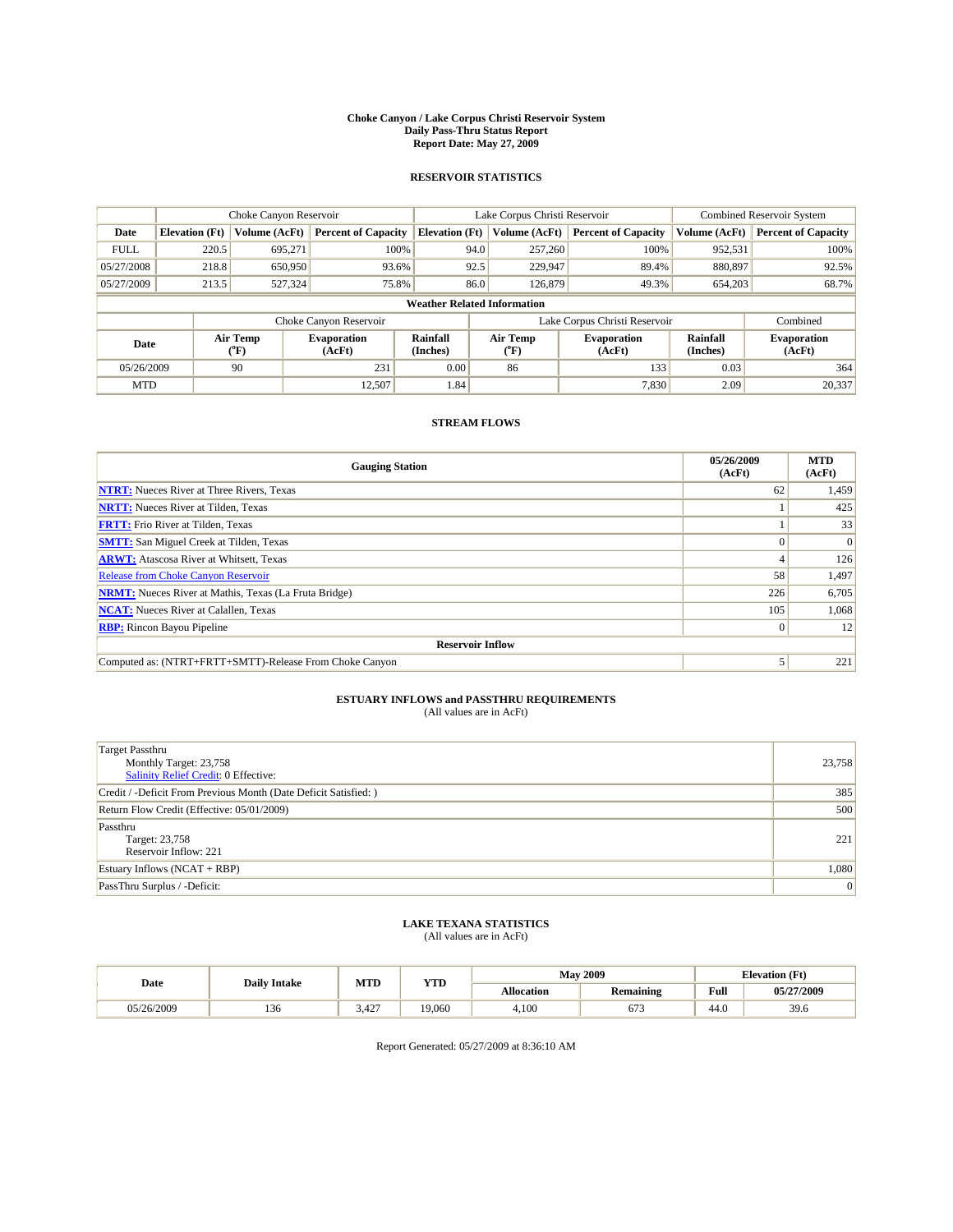# Choke Canyon / Lake Corpus Christi Reservoir System
## Daily Pass-Thru Status Report
## Report Date: May 27, 2009

### RESERVOIR STATISTICS

| | Choke Canyon Reservoir | | | Lake Corpus Christi Reservoir | | | Combined Reservoir System | |
|---|---|---|---|---|---|---|---|---|
| Date | Elevation (Ft) | Volume (AcFt) | Percent of Capacity | Elevation (Ft) | Volume (AcFt) | Percent of Capacity | Volume (AcFt) | Percent of Capacity |
| FULL | 220.5 | 695,271 | 100% | 94.0 | 257,260 | 100% | 952,531 | 100% |
| 05/27/2008 | 218.8 | 650,950 | 93.6% | 92.5 | 229,947 | 89.4% | 880,897 | 92.5% |
| 05/27/2009 | 213.5 | 527,324 | 75.8% | 86.0 | 126,879 | 49.3% | 654,203 | 68.7% |

**Weather Related Information**

| | Choke Canyon Reservoir | | | Lake Corpus Christi Reservoir | | | Combined |
|---|---|---|---|---|---|---|---|
| Date | Air Temp (°F) | Evaporation (AcFt) | Rainfall (Inches) | Air Temp (°F) | Evaporation (AcFt) | Rainfall (Inches) | Evaporation (AcFt) |
| 05/26/2009 | 90 | 231 | 0.00 | 86 | 133 | 0.03 | 364 |
| MTD | | 12,507 | 1.84 | | 7,830 | 2.09 | 20,337 |

### STREAM FLOWS

| Gauging Station | 05/26/2009 (AcFt) | MTD (AcFt) |
|---|---|---|
| NTRT: Nueces River at Three Rivers, Texas | 62 | 1,459 |
| NRTT: Nueces River at Tilden, Texas | 1 | 425 |
| FRTT: Frio River at Tilden, Texas | 1 | 33 |
| SMTT: San Miguel Creek at Tilden, Texas | 0 | 0 |
| ARWT: Atascosa River at Whitsett, Texas | 4 | 126 |
| Release from Choke Canyon Reservoir | 58 | 1,497 |
| NRMT: Nueces River at Mathis, Texas (La Fruta Bridge) | 226 | 6,705 |
| NCAT: Nueces River at Calallen, Texas | 105 | 1,068 |
| RBP: Rincon Bayou Pipeline | 0 | 12 |
| **Reservoir Inflow** | | |
| Computed as: (NTRT+FRTT+SMTT)-Release From Choke Canyon | 5 | 221 |

### ESTUARY INFLOWS and PASSTHRU REQUIREMENTS
(All values are in AcFt)

| | |
|---|---|
| Target Passthru<br>Monthly Target: 23,758<br>Salinity Relief Credit: 0 Effective: | 23,758 |
| Credit / -Deficit From Previous Month (Date Deficit Satisfied: ) | 385 |
| Return Flow Credit (Effective: 05/01/2009) | 500 |
| Passthru<br>Target: 23,758<br>Reservoir Inflow: 221 | 221 |
| Estuary Inflows (NCAT + RBP) | 1,080 |
| PassThru Surplus / -Deficit: | 0 |

### LAKE TEXANA STATISTICS
(All values are in AcFt)

| Date | Daily Intake | MTD | YTD | May 2009 | | Elevation (Ft) | |
|---|---|---|---|---|---|---|---|
| | | | | Allocation | Remaining | Full | 05/27/2009 |
| 05/26/2009 | 136 | 3,427 | 19,060 | 4,100 | 673 | 44.0 | 39.6 |

Report Generated: 05/27/2009 at 8:36:10 AM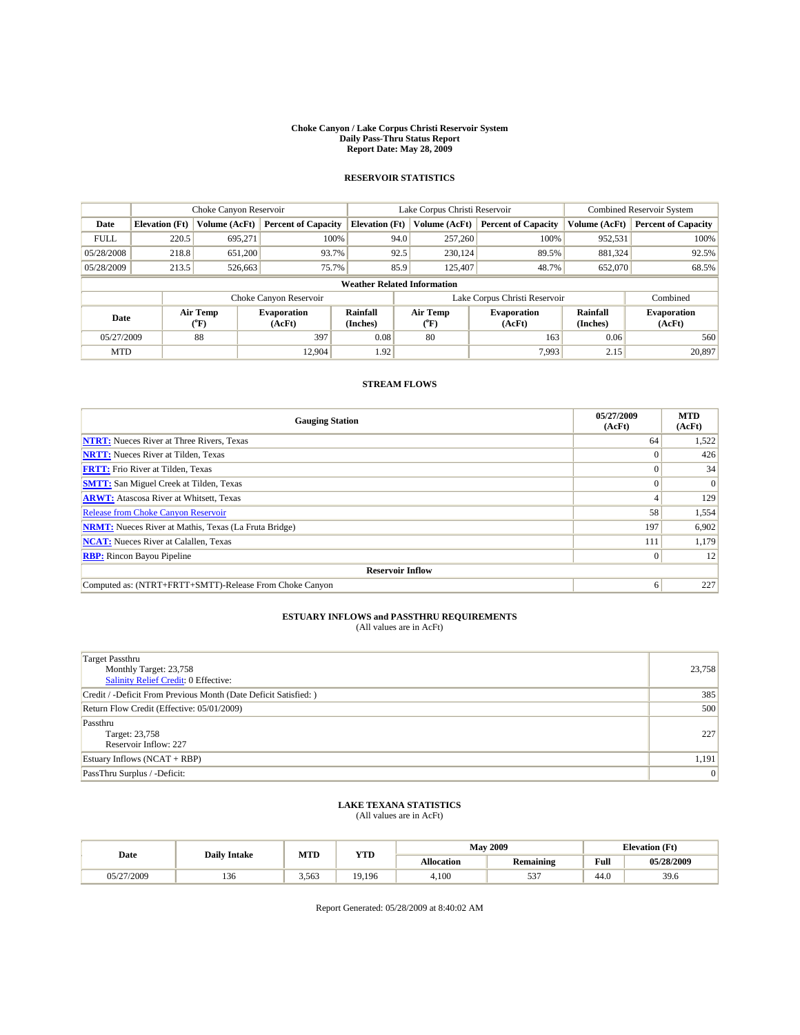**Choke Canyon / Lake Corpus Christi Reservoir System**
**Daily Pass-Thru Status Report**
**Report Date: May 28, 2009**

## RESERVOIR STATISTICS

| | Choke Canyon Reservoir | | | Lake Corpus Christi Reservoir | | | Combined Reservoir System | |
|---|---|---|---|---|---|---|---|---|
| **Date** | **Elevation (Ft)** | **Volume (AcFt)** | **Percent of Capacity** | **Elevation (Ft)** | **Volume (AcFt)** | **Percent of Capacity** | **Volume (AcFt)** | **Percent of Capacity** |
| FULL | 220.5 | 695,271 | 100% | 94.0 | 257,260 | 100% | 952,531 | 100% |
| 05/28/2008 | 218.8 | 651,200 | 93.7% | 92.5 | 230,124 | 89.5% | 881,324 | 92.5% |
| 05/28/2009 | 213.5 | 526,663 | 75.7% | 85.9 | 125,407 | 48.7% | 652,070 | 68.5% |

**Weather Related Information**

| | Choke Canyon Reservoir | | | Lake Corpus Christi Reservoir | | | Combined |
|---|---|---|---|---|---|---|---|
| **Date** | **Air Temp (°F)** | **Evaporation (AcFt)** | **Rainfall (Inches)** | **Air Temp (°F)** | **Evaporation (AcFt)** | **Rainfall (Inches)** | **Evaporation (AcFt)** |
| 05/27/2009 | 88 | 397 | 0.08 | 80 | 163 | 0.06 | 560 |
| MTD | | 12,904 | 1.92 | | 7,993 | 2.15 | 20,897 |

## STREAM FLOWS

| Gauging Station | 05/27/2009 (AcFt) | MTD (AcFt) |
|---|---|---|
| **NTRT:** Nueces River at Three Rivers, Texas | 64 | 1,522 |
| **NRTT:** Nueces River at Tilden, Texas | 0 | 426 |
| **FRTT:** Frio River at Tilden, Texas | 0 | 34 |
| **SMTT:** San Miguel Creek at Tilden, Texas | 0 | 0 |
| **ARWT:** Atascosa River at Whitsett, Texas | 4 | 129 |
| Release from Choke Canyon Reservoir | 58 | 1,554 |
| **NRMT:** Nueces River at Mathis, Texas (La Fruta Bridge) | 197 | 6,902 |
| **NCAT:** Nueces River at Calallen, Texas | 111 | 1,179 |
| **RBP:** Rincon Bayou Pipeline | 0 | 12 |
| **Reservoir Inflow** | | |
| Computed as: (NTRT+FRTT+SMTT)-Release From Choke Canyon | 6 | 227 |

## ESTUARY INFLOWS and PASSTHRU REQUIREMENTS
(All values are in AcFt)

| | |
|---|---|
| Target Passthru<br>Monthly Target: 23,758<br>Salinity Relief Credit: 0 Effective: | 23,758 |
| Credit / -Deficit From Previous Month (Date Deficit Satisfied: ) | 385 |
| Return Flow Credit (Effective: 05/01/2009) | 500 |
| Passthru<br>Target: 23,758<br>Reservoir Inflow: 227 | 227 |
| Estuary Inflows (NCAT + RBP) | 1,191 |
| PassThru Surplus / -Deficit: | 0 |

## LAKE TEXANA STATISTICS
(All values are in AcFt)

| Date | Daily Intake | MTD | YTD | May 2009 | | Elevation (Ft) | |
|---|---|---|---|---|---|---|---|
| | | | | **Allocation** | **Remaining** | **Full** | **05/28/2009** |
| 05/27/2009 | 136 | 3,563 | 19,196 | 4,100 | 537 | 44.0 | 39.6 |

Report Generated: 05/28/2009 at 8:40:02 AM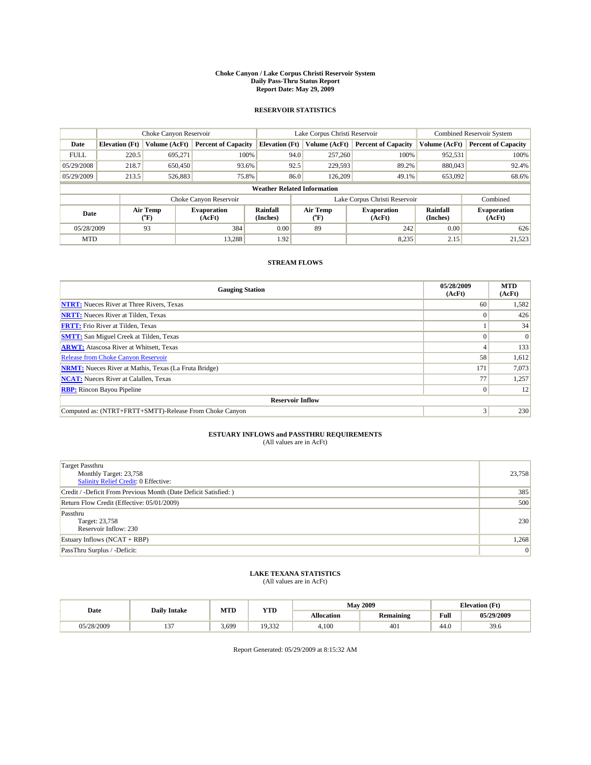**Choke Canyon / Lake Corpus Christi Reservoir System**
**Daily Pass-Thru Status Report**
**Report Date: May 29, 2009**

## RESERVOIR STATISTICS

| | Choke Canyon Reservoir | | | Lake Corpus Christi Reservoir | | | Combined Reservoir System | |
|---|---|---|---|---|---|---|---|---|
| **Date** | **Elevation (Ft)** | **Volume (AcFt)** | **Percent of Capacity** | **Elevation (Ft)** | **Volume (AcFt)** | **Percent of Capacity** | **Volume (AcFt)** | **Percent of Capacity** |
| FULL | 220.5 | 695,271 | 100% | 94.0 | 257,260 | 100% | 952,531 | 100% |
| 05/29/2008 | 218.7 | 650,450 | 93.6% | 92.5 | 229,593 | 89.2% | 880,043 | 92.4% |
| 05/29/2009 | 213.5 | 526,883 | 75.8% | 86.0 | 126,209 | 49.1% | 653,092 | 68.6% |

**Weather Related Information**

| | Choke Canyon Reservoir | | | Lake Corpus Christi Reservoir | | | Combined |
|---|---|---|---|---|---|---|---|
| **Date** | **Air Temp (°F)** | **Evaporation (AcFt)** | **Rainfall (Inches)** | **Air Temp (°F)** | **Evaporation (AcFt)** | **Rainfall (Inches)** | **Evaporation (AcFt)** |
| 05/28/2009 | 93 | 384 | 0.00 | 89 | 242 | 0.00 | 626 |
| MTD | | 13,288 | 1.92 | | 8,235 | 2.15 | 21,523 |

## STREAM FLOWS

| Gauging Station | 05/28/2009 (AcFt) | MTD (AcFt) |
|---|---|---|
| NTRT: Nueces River at Three Rivers, Texas | 60 | 1,582 |
| NRTT: Nueces River at Tilden, Texas | 0 | 426 |
| FRTT: Frio River at Tilden, Texas | 1 | 34 |
| SMTT: San Miguel Creek at Tilden, Texas | 0 | 0 |
| ARWT: Atascosa River at Whitsett, Texas | 4 | 133 |
| Release from Choke Canyon Reservoir | 58 | 1,612 |
| NRMT: Nueces River at Mathis, Texas (La Fruta Bridge) | 171 | 7,073 |
| NCAT: Nueces River at Calallen, Texas | 77 | 1,257 |
| RBP: Rincon Bayou Pipeline | 0 | 12 |
| **Reservoir Inflow** | | |
| Computed as: (NTRT+FRTT+SMTT)-Release From Choke Canyon | 3 | 230 |

## ESTUARY INFLOWS and PASSTHRU REQUIREMENTS
(All values are in AcFt)

| | |
|---|---|
| Target Passthru<br>Monthly Target: 23,758<br>Salinity Relief Credit: 0 Effective: | 23,758 |
| Credit / -Deficit From Previous Month (Date Deficit Satisfied: ) | 385 |
| Return Flow Credit (Effective: 05/01/2009) | 500 |
| Passthru<br>Target: 23,758<br>Reservoir Inflow: 230 | 230 |
| Estuary Inflows (NCAT + RBP) | 1,268 |
| PassThru Surplus / -Deficit: | 0 |

## LAKE TEXANA STATISTICS
(All values are in AcFt)

| Date | Daily Intake | MTD | YTD | May 2009 | | Elevation (Ft) | |
|---|---|---|---|---|---|---|---|
| | | | | **Allocation** | **Remaining** | **Full** | **05/29/2009** |
| 05/28/2009 | 137 | 3,699 | 19,332 | 4,100 | 401 | 44.0 | 39.6 |

Report Generated: 05/29/2009 at 8:15:32 AM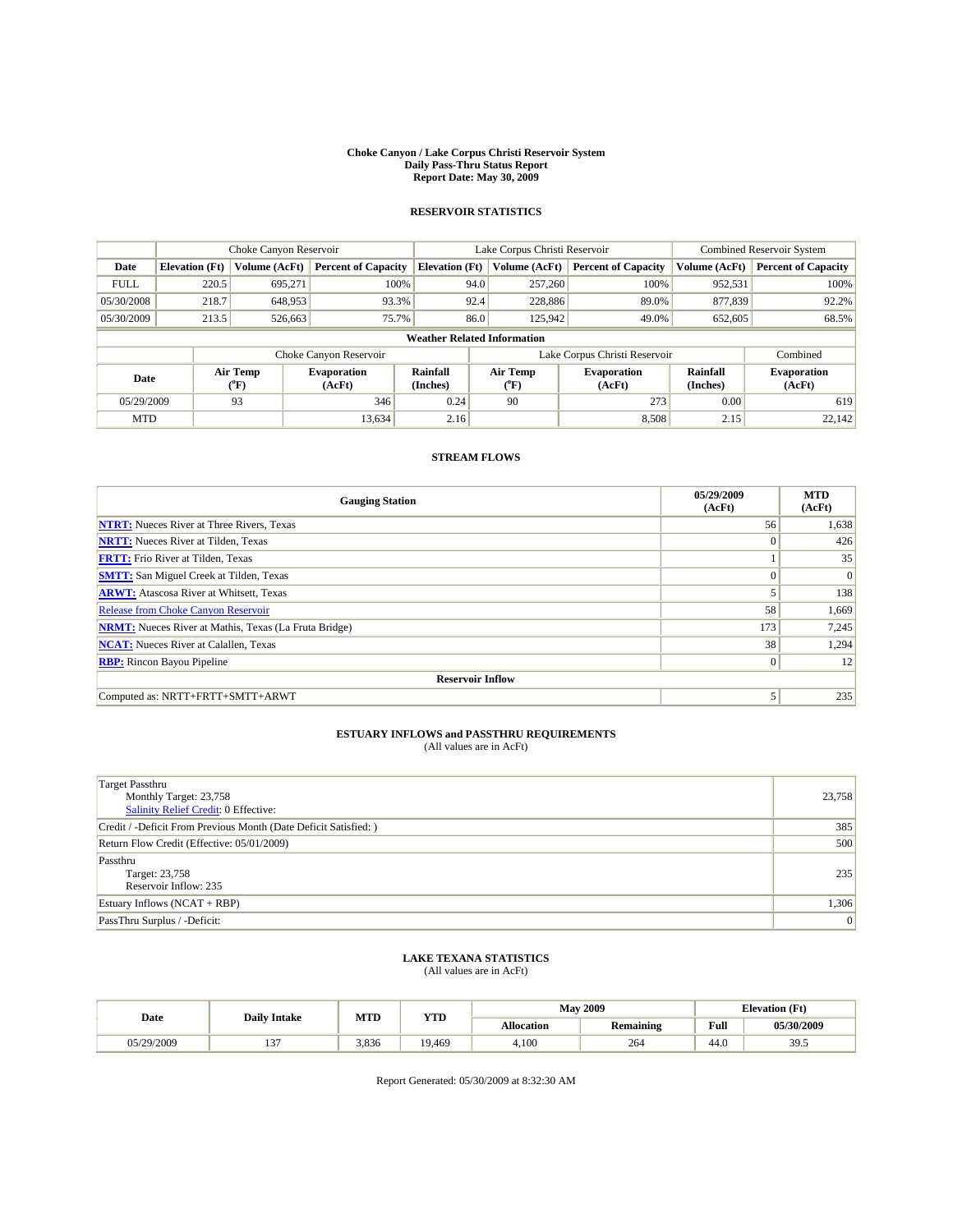# Choke Canyon / Lake Corpus Christi Reservoir System
## Daily Pass-Thru Status Report
## Report Date: May 30, 2009

### RESERVOIR STATISTICS

| | Choke Canyon Reservoir | | | Lake Corpus Christi Reservoir | | | Combined Reservoir System | |
|---|---|---|---|---|---|---|---|---|
| Date | Elevation (Ft) | Volume (AcFt) | Percent of Capacity | Elevation (Ft) | Volume (AcFt) | Percent of Capacity | Volume (AcFt) | Percent of Capacity |
| FULL | 220.5 | 695,271 | 100% | 94.0 | 257,260 | 100% | 952,531 | 100% |
| 05/30/2008 | 218.7 | 648,953 | 93.3% | 92.4 | 228,886 | 89.0% | 877,839 | 92.2% |
| 05/30/2009 | 213.5 | 526,663 | 75.7% | 86.0 | 125,942 | 49.0% | 652,605 | 68.5% |

**Weather Related Information**

| | Choke Canyon Reservoir | | | Lake Corpus Christi Reservoir | | | Combined |
|---|---|---|---|---|---|---|---|
| Date | Air Temp (°F) | Evaporation (AcFt) | Rainfall (Inches) | Air Temp (°F) | Evaporation (AcFt) | Rainfall (Inches) | Evaporation (AcFt) |
| 05/29/2009 | 93 | 346 | 0.24 | 90 | 273 | 0.00 | 619 |
| MTD | | 13,634 | 2.16 | | 8,508 | 2.15 | 22,142 |

### STREAM FLOWS

| Gauging Station | 05/29/2009 (AcFt) | MTD (AcFt) |
|---|---|---|
| NTRT: Nueces River at Three Rivers, Texas | 56 | 1,638 |
| NRTT: Nueces River at Tilden, Texas | 0 | 426 |
| FRTT: Frio River at Tilden, Texas | 1 | 35 |
| SMTT: San Miguel Creek at Tilden, Texas | 0 | 0 |
| ARWT: Atascosa River at Whitsett, Texas | 5 | 138 |
| Release from Choke Canyon Reservoir | 58 | 1,669 |
| NRMT: Nueces River at Mathis, Texas (La Fruta Bridge) | 173 | 7,245 |
| NCAT: Nueces River at Calallen, Texas | 38 | 1,294 |
| RBP: Rincon Bayou Pipeline | 0 | 12 |
| **Reservoir Inflow** | | |
| Computed as: NRTT+FRTT+SMTT+ARWT | 5 | 235 |

### ESTUARY INFLOWS and PASSTHRU REQUIREMENTS
(All values are in AcFt)

| | |
|---|---|
| Target Passthru<br>Monthly Target: 23,758<br>Salinity Relief Credit: 0 Effective: | 23,758 |
| Credit / -Deficit From Previous Month (Date Deficit Satisfied: ) | 385 |
| Return Flow Credit (Effective: 05/01/2009) | 500 |
| Passthru<br>Target: 23,758<br>Reservoir Inflow: 235 | 235 |
| Estuary Inflows (NCAT + RBP) | 1,306 |
| PassThru Surplus / -Deficit: | 0 |

### LAKE TEXANA STATISTICS
(All values are in AcFt)

| Date | Daily Intake | MTD | YTD | May 2009 | | Elevation (Ft) | |
|---|---|---|---|---|---|---|---|
| | | | | Allocation | Remaining | Full | 05/30/2009 |
| 05/29/2009 | 137 | 3,836 | 19,469 | 4,100 | 264 | 44.0 | 39.5 |

Report Generated: 05/30/2009 at 8:32:30 AM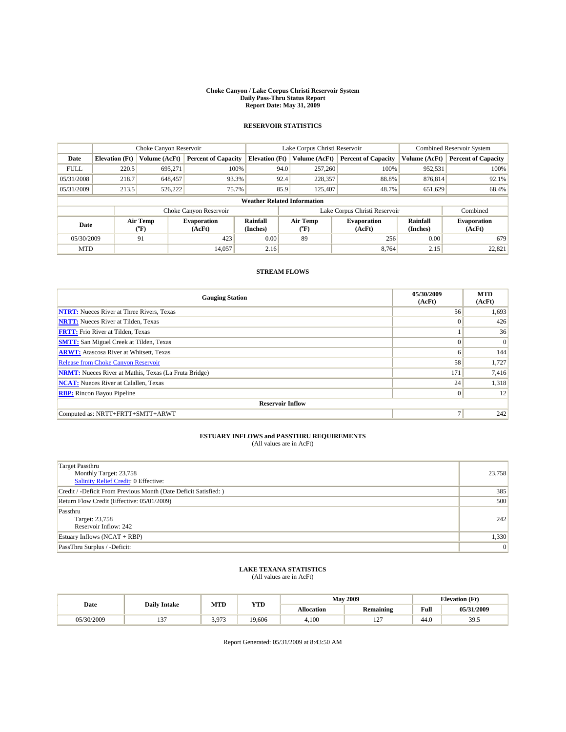**Choke Canyon / Lake Corpus Christi Reservoir System**
**Daily Pass-Thru Status Report**
**Report Date: May 31, 2009**

## RESERVOIR STATISTICS

| | Choke Canyon Reservoir | | | Lake Corpus Christi Reservoir | | | Combined Reservoir System | |
|---|---|---|---|---|---|---|---|---|
| **Date** | **Elevation (Ft)** | **Volume (AcFt)** | **Percent of Capacity** | **Elevation (Ft)** | **Volume (AcFt)** | **Percent of Capacity** | **Volume (AcFt)** | **Percent of Capacity** |
| FULL | 220.5 | 695,271 | 100% | 94.0 | 257,260 | 100% | 952,531 | 100% |
| 05/31/2008 | 218.7 | 648,457 | 93.3% | 92.4 | 228,357 | 88.8% | 876,814 | 92.1% |
| 05/31/2009 | 213.5 | 526,222 | 75.7% | 85.9 | 125,407 | 48.7% | 651,629 | 68.4% |

**Weather Related Information**

| | Choke Canyon Reservoir | | | Lake Corpus Christi Reservoir | | | Combined |
|---|---|---|---|---|---|---|---|
| **Date** | **Air Temp (°F)** | **Evaporation (AcFt)** | **Rainfall (Inches)** | **Air Temp (°F)** | **Evaporation (AcFt)** | **Rainfall (Inches)** | **Evaporation (AcFt)** |
| 05/30/2009 | 91 | 423 | 0.00 | 89 | 256 | 0.00 | 679 |
| MTD | | 14,057 | 2.16 | | 8,764 | 2.15 | 22,821 |

## STREAM FLOWS

| Gauging Station | 05/30/2009 (AcFt) | MTD (AcFt) |
|---|---|---|
| NTRT: Nueces River at Three Rivers, Texas | 56 | 1,693 |
| NRTT: Nueces River at Tilden, Texas | 0 | 426 |
| FRTT: Frio River at Tilden, Texas | 1 | 36 |
| SMTT: San Miguel Creek at Tilden, Texas | 0 | 0 |
| ARWT: Atascosa River at Whitsett, Texas | 6 | 144 |
| Release from Choke Canyon Reservoir | 58 | 1,727 |
| NRMT: Nueces River at Mathis, Texas (La Fruta Bridge) | 171 | 7,416 |
| NCAT: Nueces River at Calallen, Texas | 24 | 1,318 |
| RBP: Rincon Bayou Pipeline | 0 | 12 |
| **Reservoir Inflow** | | |
| Computed as: NRTT+FRTT+SMTT+ARWT | 7 | 242 |

## ESTUARY INFLOWS and PASSTHRU REQUIREMENTS
(All values are in AcFt)

| | |
|---|---|
| Target Passthru<br>Monthly Target: 23,758<br>Salinity Relief Credit: 0 Effective: | 23,758 |
| Credit / -Deficit From Previous Month (Date Deficit Satisfied: ) | 385 |
| Return Flow Credit (Effective: 05/01/2009) | 500 |
| Passthru<br>Target: 23,758<br>Reservoir Inflow: 242 | 242 |
| Estuary Inflows (NCAT + RBP) | 1,330 |
| PassThru Surplus / -Deficit: | 0 |

## LAKE TEXANA STATISTICS
(All values are in AcFt)

| Date | Daily Intake | MTD | YTD | May 2009 | | Elevation (Ft) | |
|---|---|---|---|---|---|---|---|
| | | | | **Allocation** | **Remaining** | **Full** | **05/31/2009** |
| 05/30/2009 | 137 | 3,973 | 19,606 | 4,100 | 127 | 44.0 | 39.5 |

Report Generated: 05/31/2009 at 8:43:50 AM